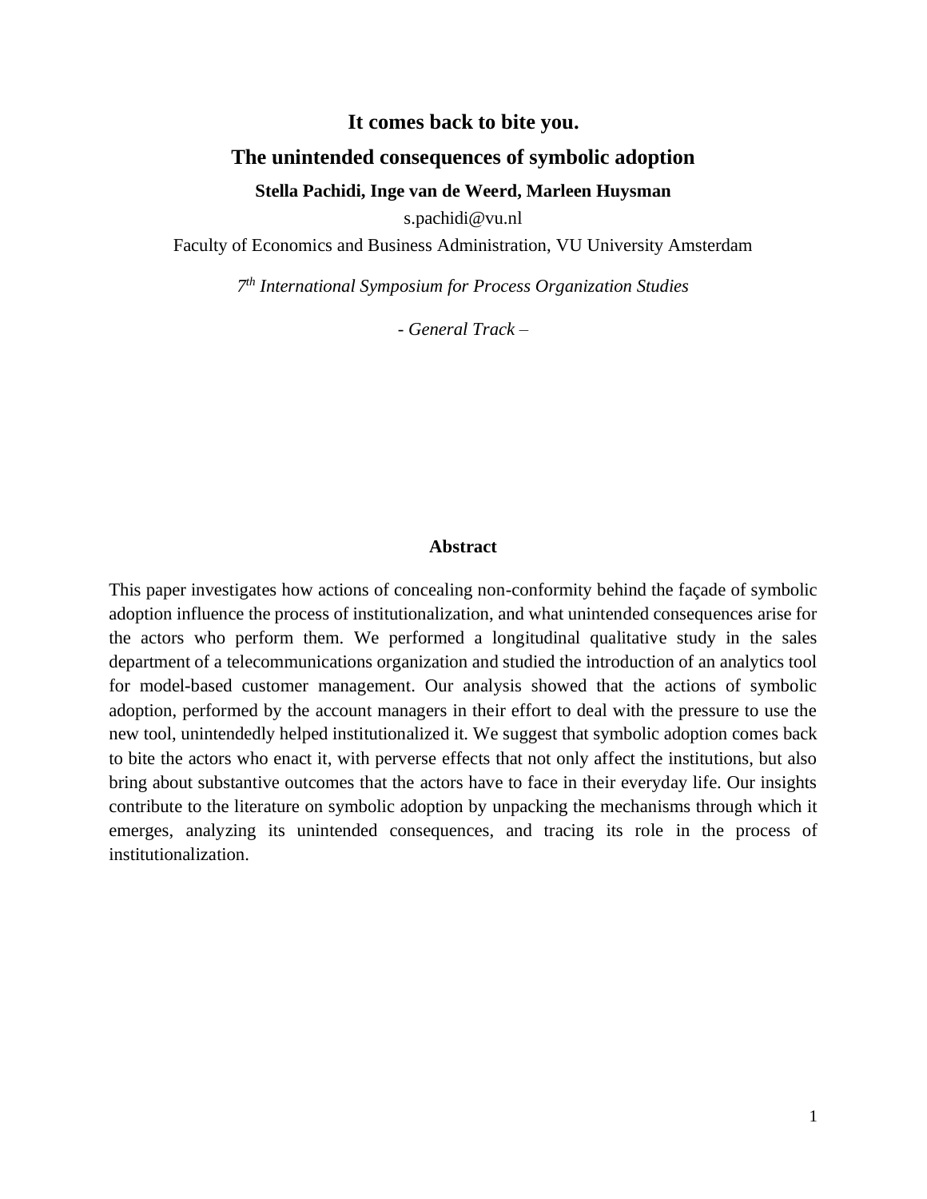# It comes back to bite you.

# The unintended consequences of symbolic adoption

**Stella Pachidi, Inge van de Weerd, Marleen Huysman**

s.pachidi@vu.nl

Faculty of Economics and Business Administration, VU University Amsterdam

*7th International Symposium for Process Organization Studies*

*- General Track –*

## Abstract

This paper investigates how actions of concealing non-conformity behind the façade of symbolic adoption influence the process of institutionalization, and what unintended consequences arise for the actors who perform them. We performed a longitudinal qualitative study in the sales department of a telecommunications organization and studied the introduction of an analytics tool for model-based customer management. Our analysis showed that the actions of symbolic adoption, performed by the account managers in their effort to deal with the pressure to use the new tool, unintendedly helped institutionalized it. We suggest that symbolic adoption comes back to bite the actors who enact it, with perverse effects that not only affect the institutions, but also bring about substantive outcomes that the actors have to face in their everyday life. Our insights contribute to the literature on symbolic adoption by unpacking the mechanisms through which it emerges, analyzing its unintended consequences, and tracing its role in the process of institutionalization.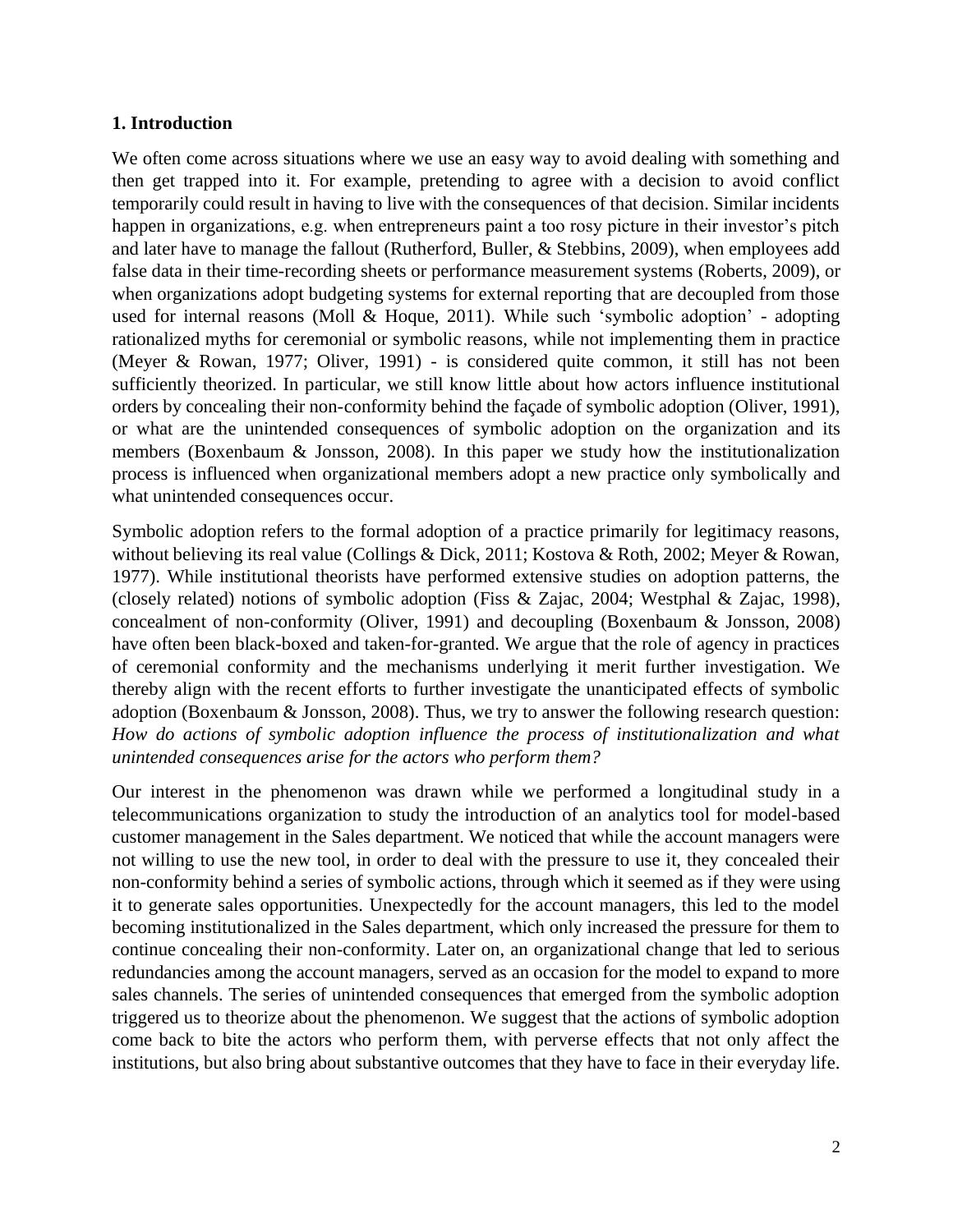## 1. Introduction

We often come across situations where we use an easy way to avoid dealing with something and then get trapped into it. For example, pretending to agree with a decision to avoid conflict temporarily could result in having to live with the consequences of that decision. Similar incidents happen in organizations, e.g. when entrepreneurs paint a too rosy picture in their investor's pitch and later have to manage the fallout (Rutherford, Buller, & Stebbins, 2009), when employees add false data in their time-recording sheets or performance measurement systems (Roberts, 2009), or when organizations adopt budgeting systems for external reporting that are decoupled from those used for internal reasons (Moll & Hoque, 2011). While such 'symbolic adoption' - adopting rationalized myths for ceremonial or symbolic reasons, while not implementing them in practice (Meyer & Rowan, 1977; Oliver, 1991) - is considered quite common, it still has not been sufficiently theorized. In particular, we still know little about how actors influence institutional orders by concealing their non-conformity behind the façade of symbolic adoption (Oliver, 1991), or what are the unintended consequences of symbolic adoption on the organization and its members (Boxenbaum & Jonsson, 2008). In this paper we study how the institutionalization process is influenced when organizational members adopt a new practice only symbolically and what unintended consequences occur.

Symbolic adoption refers to the formal adoption of a practice primarily for legitimacy reasons, without believing its real value (Collings & Dick, 2011; Kostova & Roth, 2002; Meyer & Rowan, 1977). While institutional theorists have performed extensive studies on adoption patterns, the (closely related) notions of symbolic adoption (Fiss & Zajac, 2004; Westphal & Zajac, 1998), concealment of non-conformity (Oliver, 1991) and decoupling (Boxenbaum & Jonsson, 2008) have often been black-boxed and taken-for-granted. We argue that the role of agency in practices of ceremonial conformity and the mechanisms underlying it merit further investigation. We thereby align with the recent efforts to further investigate the unanticipated effects of symbolic adoption (Boxenbaum & Jonsson, 2008). Thus, we try to answer the following research question: *How do actions of symbolic adoption influence the process of institutionalization and what unintended consequences arise for the actors who perform them?*

Our interest in the phenomenon was drawn while we performed a longitudinal study in a telecommunications organization to study the introduction of an analytics tool for model-based customer management in the Sales department. We noticed that while the account managers were not willing to use the new tool, in order to deal with the pressure to use it, they concealed their non-conformity behind a series of symbolic actions, through which it seemed as if they were using it to generate sales opportunities. Unexpectedly for the account managers, this led to the model becoming institutionalized in the Sales department, which only increased the pressure for them to continue concealing their non-conformity. Later on, an organizational change that led to serious redundancies among the account managers, served as an occasion for the model to expand to more sales channels. The series of unintended consequences that emerged from the symbolic adoption triggered us to theorize about the phenomenon. We suggest that the actions of symbolic adoption come back to bite the actors who perform them, with perverse effects that not only affect the institutions, but also bring about substantive outcomes that they have to face in their everyday life.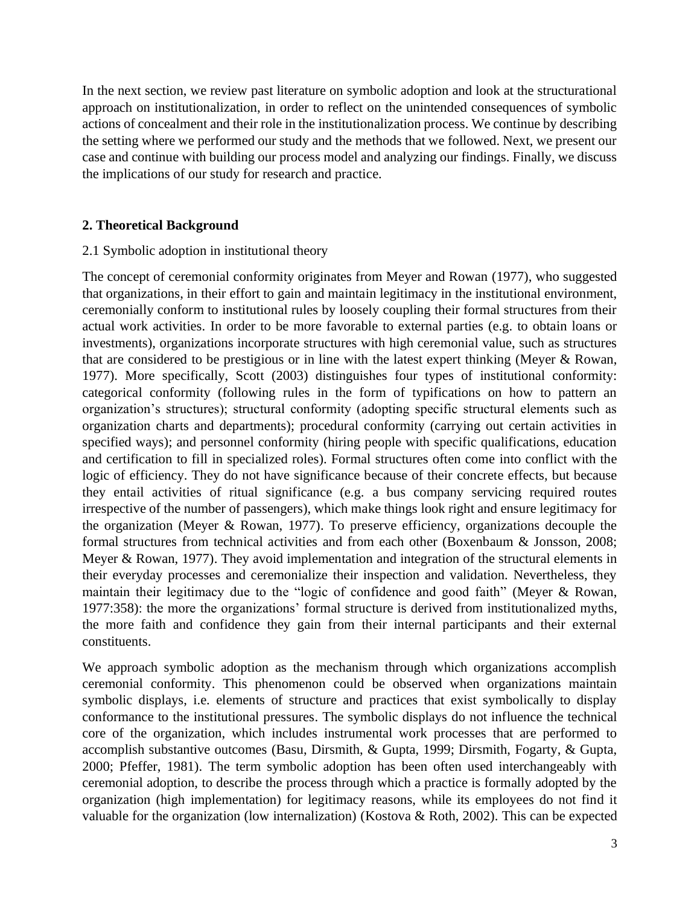In the next section, we review past literature on symbolic adoption and look at the structurational approach on institutionalization, in order to reflect on the unintended consequences of symbolic actions of concealment and their role in the institutionalization process. We continue by describing the setting where we performed our study and the methods that we followed. Next, we present our case and continue with building our process model and analyzing our findings. Finally, we discuss the implications of our study for research and practice.

## 2. Theoretical Background

### 2.1 Symbolic adoption in institutional theory

The concept of ceremonial conformity originates from Meyer and Rowan (1977), who suggested that organizations, in their effort to gain and maintain legitimacy in the institutional environment, ceremonially conform to institutional rules by loosely coupling their formal structures from their actual work activities. In order to be more favorable to external parties (e.g. to obtain loans or investments), organizations incorporate structures with high ceremonial value, such as structures that are considered to be prestigious or in line with the latest expert thinking (Meyer & Rowan, 1977). More specifically, Scott (2003) distinguishes four types of institutional conformity: categorical conformity (following rules in the form of typifications on how to pattern an organization's structures); structural conformity (adopting specific structural elements such as organization charts and departments); procedural conformity (carrying out certain activities in specified ways); and personnel conformity (hiring people with specific qualifications, education and certification to fill in specialized roles). Formal structures often come into conflict with the logic of efficiency. They do not have significance because of their concrete effects, but because they entail activities of ritual significance (e.g. a bus company servicing required routes irrespective of the number of passengers), which make things look right and ensure legitimacy for the organization (Meyer & Rowan, 1977). To preserve efficiency, organizations decouple the formal structures from technical activities and from each other (Boxenbaum & Jonsson, 2008; Meyer & Rowan, 1977). They avoid implementation and integration of the structural elements in their everyday processes and ceremonialize their inspection and validation. Nevertheless, they maintain their legitimacy due to the "logic of confidence and good faith" (Meyer & Rowan, 1977:358): the more the organizations' formal structure is derived from institutionalized myths, the more faith and confidence they gain from their internal participants and their external constituents.

We approach symbolic adoption as the mechanism through which organizations accomplish ceremonial conformity. This phenomenon could be observed when organizations maintain symbolic displays, i.e. elements of structure and practices that exist symbolically to display conformance to the institutional pressures. The symbolic displays do not influence the technical core of the organization, which includes instrumental work processes that are performed to accomplish substantive outcomes (Basu, Dirsmith, & Gupta, 1999; Dirsmith, Fogarty, & Gupta, 2000; Pfeffer, 1981). The term symbolic adoption has been often used interchangeably with ceremonial adoption, to describe the process through which a practice is formally adopted by the organization (high implementation) for legitimacy reasons, while its employees do not find it valuable for the organization (low internalization) (Kostova & Roth, 2002). This can be expected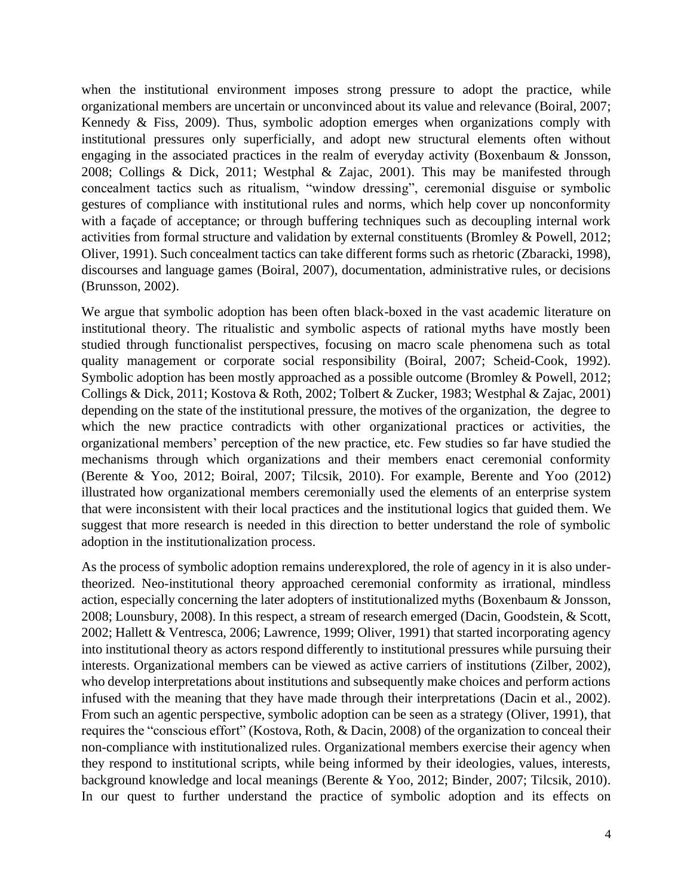when the institutional environment imposes strong pressure to adopt the practice, while organizational members are uncertain or unconvinced about its value and relevance (Boiral, 2007; Kennedy & Fiss, 2009). Thus, symbolic adoption emerges when organizations comply with institutional pressures only superficially, and adopt new structural elements often without engaging in the associated practices in the realm of everyday activity (Boxenbaum & Jonsson, 2008; Collings & Dick, 2011; Westphal & Zajac, 2001). This may be manifested through concealment tactics such as ritualism, "window dressing", ceremonial disguise or symbolic gestures of compliance with institutional rules and norms, which help cover up nonconformity with a façade of acceptance; or through buffering techniques such as decoupling internal work activities from formal structure and validation by external constituents (Bromley & Powell, 2012; Oliver, 1991). Such concealment tactics can take different forms such as rhetoric (Zbaracki, 1998), discourses and language games (Boiral, 2007), documentation, administrative rules, or decisions (Brunsson, 2002).

We argue that symbolic adoption has been often black-boxed in the vast academic literature on institutional theory. The ritualistic and symbolic aspects of rational myths have mostly been studied through functionalist perspectives, focusing on macro scale phenomena such as total quality management or corporate social responsibility (Boiral, 2007; Scheid-Cook, 1992). Symbolic adoption has been mostly approached as a possible outcome (Bromley & Powell, 2012; Collings & Dick, 2011; Kostova & Roth, 2002; Tolbert & Zucker, 1983; Westphal & Zajac, 2001) depending on the state of the institutional pressure, the motives of the organization, the degree to which the new practice contradicts with other organizational practices or activities, the organizational members' perception of the new practice, etc. Few studies so far have studied the mechanisms through which organizations and their members enact ceremonial conformity (Berente & Yoo, 2012; Boiral, 2007; Tilcsik, 2010). For example, Berente and Yoo (2012) illustrated how organizational members ceremonially used the elements of an enterprise system that were inconsistent with their local practices and the institutional logics that guided them. We suggest that more research is needed in this direction to better understand the role of symbolic adoption in the institutionalization process.

As the process of symbolic adoption remains underexplored, the role of agency in it is also under-theorized. Neo-institutional theory approached ceremonial conformity as irrational, mindless action, especially concerning the later adopters of institutionalized myths (Boxenbaum & Jonsson, 2008; Lounsbury, 2008). In this respect, a stream of research emerged (Dacin, Goodstein, & Scott, 2002; Hallett & Ventresca, 2006; Lawrence, 1999; Oliver, 1991) that started incorporating agency into institutional theory as actors respond differently to institutional pressures while pursuing their interests. Organizational members can be viewed as active carriers of institutions (Zilber, 2002), who develop interpretations about institutions and subsequently make choices and perform actions infused with the meaning that they have made through their interpretations (Dacin et al., 2002). From such an agentic perspective, symbolic adoption can be seen as a strategy (Oliver, 1991), that requires the "conscious effort" (Kostova, Roth, & Dacin, 2008) of the organization to conceal their non-compliance with institutionalized rules. Organizational members exercise their agency when they respond to institutional scripts, while being informed by their ideologies, values, interests, background knowledge and local meanings (Berente & Yoo, 2012; Binder, 2007; Tilcsik, 2010). In our quest to further understand the practice of symbolic adoption and its effects on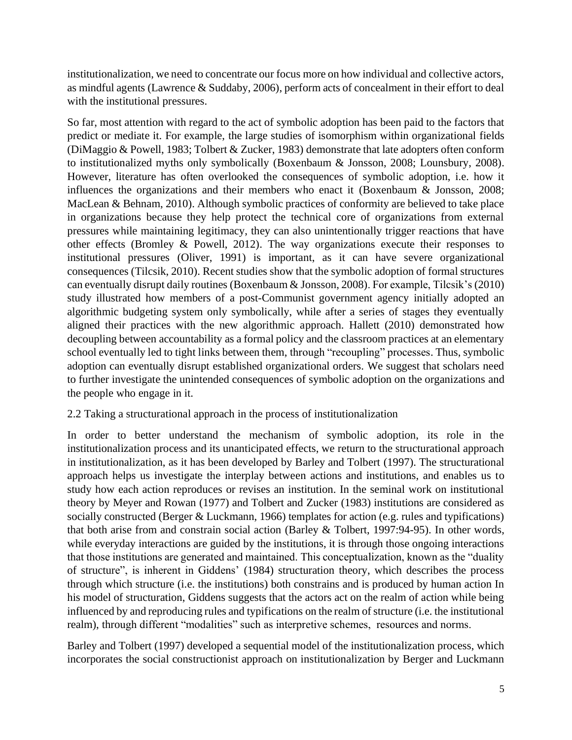institutionalization, we need to concentrate our focus more on how individual and collective actors, as mindful agents (Lawrence & Suddaby, 2006), perform acts of concealment in their effort to deal with the institutional pressures.

So far, most attention with regard to the act of symbolic adoption has been paid to the factors that predict or mediate it. For example, the large studies of isomorphism within organizational fields (DiMaggio & Powell, 1983; Tolbert & Zucker, 1983) demonstrate that late adopters often conform to institutionalized myths only symbolically (Boxenbaum & Jonsson, 2008; Lounsbury, 2008). However, literature has often overlooked the consequences of symbolic adoption, i.e. how it influences the organizations and their members who enact it (Boxenbaum & Jonsson, 2008; MacLean & Behnam, 2010). Although symbolic practices of conformity are believed to take place in organizations because they help protect the technical core of organizations from external pressures while maintaining legitimacy, they can also unintentionally trigger reactions that have other effects (Bromley & Powell, 2012). The way organizations execute their responses to institutional pressures (Oliver, 1991) is important, as it can have severe organizational consequences (Tilcsik, 2010). Recent studies show that the symbolic adoption of formal structures can eventually disrupt daily routines (Boxenbaum & Jonsson, 2008). For example, Tilcsik's (2010) study illustrated how members of a post-Communist government agency initially adopted an algorithmic budgeting system only symbolically, while after a series of stages they eventually aligned their practices with the new algorithmic approach. Hallett (2010) demonstrated how decoupling between accountability as a formal policy and the classroom practices at an elementary school eventually led to tight links between them, through "recoupling" processes. Thus, symbolic adoption can eventually disrupt established organizational orders. We suggest that scholars need to further investigate the unintended consequences of symbolic adoption on the organizations and the people who engage in it.

## 2.2 Taking a structurational approach in the process of institutionalization

In order to better understand the mechanism of symbolic adoption, its role in the institutionalization process and its unanticipated effects, we return to the structurational approach in institutionalization, as it has been developed by Barley and Tolbert (1997). The structurational approach helps us investigate the interplay between actions and institutions, and enables us to study how each action reproduces or revises an institution. In the seminal work on institutional theory by Meyer and Rowan (1977) and Tolbert and Zucker (1983) institutions are considered as socially constructed (Berger & Luckmann, 1966) templates for action (e.g. rules and typifications) that both arise from and constrain social action (Barley & Tolbert, 1997:94-95). In other words, while everyday interactions are guided by the institutions, it is through those ongoing interactions that those institutions are generated and maintained. This conceptualization, known as the "duality of structure", is inherent in Giddens' (1984) structuration theory, which describes the process through which structure (i.e. the institutions) both constrains and is produced by human action In his model of structuration, Giddens suggests that the actors act on the realm of action while being influenced by and reproducing rules and typifications on the realm of structure (i.e. the institutional realm), through different "modalities" such as interpretive schemes, resources and norms.

Barley and Tolbert (1997) developed a sequential model of the institutionalization process, which incorporates the social constructionist approach on institutionalization by Berger and Luckmann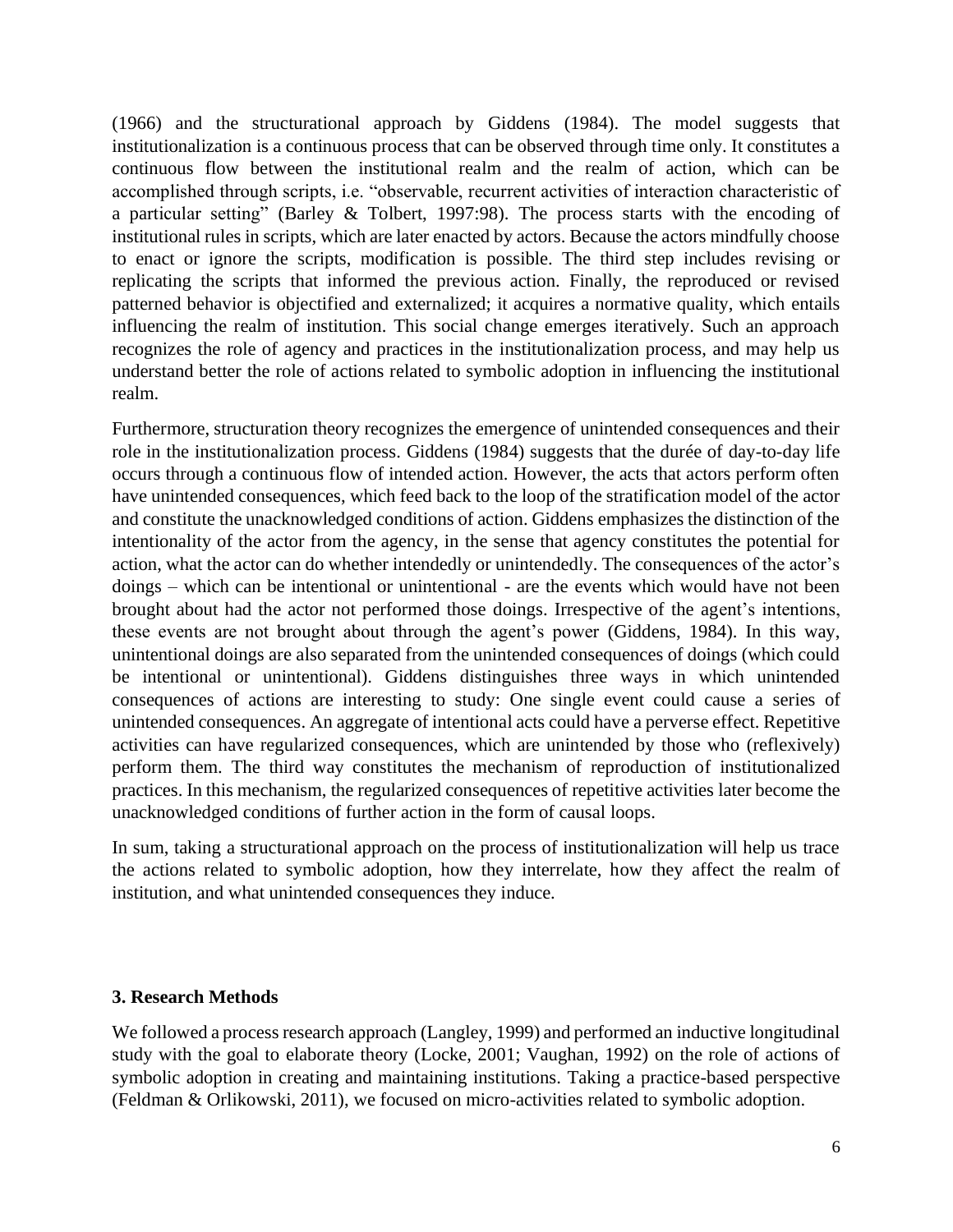(1966) and the structurational approach by Giddens (1984). The model suggests that institutionalization is a continuous process that can be observed through time only. It constitutes a continuous flow between the institutional realm and the realm of action, which can be accomplished through scripts, i.e. "observable, recurrent activities of interaction characteristic of a particular setting" (Barley & Tolbert, 1997:98). The process starts with the encoding of institutional rules in scripts, which are later enacted by actors. Because the actors mindfully choose to enact or ignore the scripts, modification is possible. The third step includes revising or replicating the scripts that informed the previous action. Finally, the reproduced or revised patterned behavior is objectified and externalized; it acquires a normative quality, which entails influencing the realm of institution. This social change emerges iteratively. Such an approach recognizes the role of agency and practices in the institutionalization process, and may help us understand better the role of actions related to symbolic adoption in influencing the institutional realm.

Furthermore, structuration theory recognizes the emergence of unintended consequences and their role in the institutionalization process. Giddens (1984) suggests that the durée of day-to-day life occurs through a continuous flow of intended action. However, the acts that actors perform often have unintended consequences, which feed back to the loop of the stratification model of the actor and constitute the unacknowledged conditions of action. Giddens emphasizes the distinction of the intentionality of the actor from the agency, in the sense that agency constitutes the potential for action, what the actor can do whether intendedly or unintendedly. The consequences of the actor's doings – which can be intentional or unintentional - are the events which would have not been brought about had the actor not performed those doings. Irrespective of the agent's intentions, these events are not brought about through the agent's power (Giddens, 1984). In this way, unintentional doings are also separated from the unintended consequences of doings (which could be intentional or unintentional). Giddens distinguishes three ways in which unintended consequences of actions are interesting to study: One single event could cause a series of unintended consequences. An aggregate of intentional acts could have a perverse effect. Repetitive activities can have regularized consequences, which are unintended by those who (reflexively) perform them. The third way constitutes the mechanism of reproduction of institutionalized practices. In this mechanism, the regularized consequences of repetitive activities later become the unacknowledged conditions of further action in the form of causal loops.

In sum, taking a structurational approach on the process of institutionalization will help us trace the actions related to symbolic adoption, how they interrelate, how they affect the realm of institution, and what unintended consequences they induce.

## 3. Research Methods

We followed a process research approach (Langley, 1999) and performed an inductive longitudinal study with the goal to elaborate theory (Locke, 2001; Vaughan, 1992) on the role of actions of symbolic adoption in creating and maintaining institutions. Taking a practice-based perspective (Feldman & Orlikowski, 2011), we focused on micro-activities related to symbolic adoption.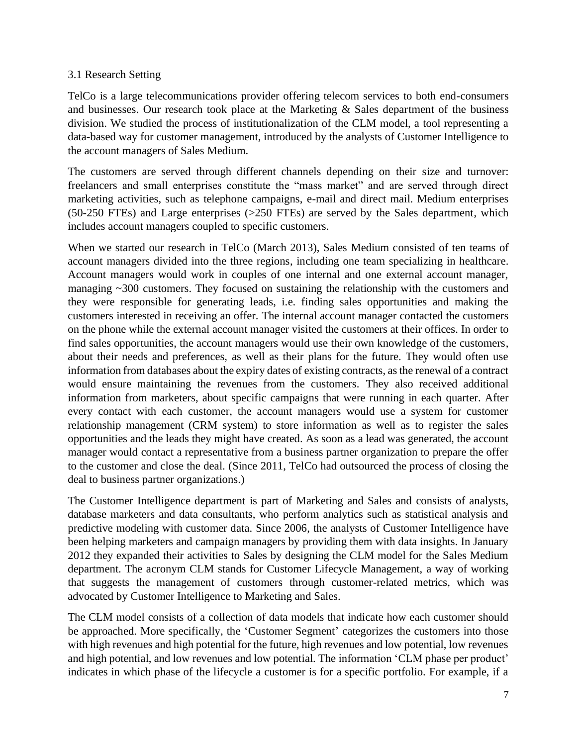### 3.1 Research Setting

TelCo is a large telecommunications provider offering telecom services to both end-consumers and businesses. Our research took place at the Marketing & Sales department of the business division. We studied the process of institutionalization of the CLM model, a tool representing a data-based way for customer management, introduced by the analysts of Customer Intelligence to the account managers of Sales Medium.

The customers are served through different channels depending on their size and turnover: freelancers and small enterprises constitute the "mass market" and are served through direct marketing activities, such as telephone campaigns, e-mail and direct mail. Medium enterprises (50-250 FTEs) and Large enterprises (>250 FTEs) are served by the Sales department, which includes account managers coupled to specific customers.

When we started our research in TelCo (March 2013), Sales Medium consisted of ten teams of account managers divided into the three regions, including one team specializing in healthcare. Account managers would work in couples of one internal and one external account manager, managing ~300 customers. They focused on sustaining the relationship with the customers and they were responsible for generating leads, i.e. finding sales opportunities and making the customers interested in receiving an offer. The internal account manager contacted the customers on the phone while the external account manager visited the customers at their offices. In order to find sales opportunities, the account managers would use their own knowledge of the customers, about their needs and preferences, as well as their plans for the future. They would often use information from databases about the expiry dates of existing contracts, as the renewal of a contract would ensure maintaining the revenues from the customers. They also received additional information from marketers, about specific campaigns that were running in each quarter. After every contact with each customer, the account managers would use a system for customer relationship management (CRM system) to store information as well as to register the sales opportunities and the leads they might have created. As soon as a lead was generated, the account manager would contact a representative from a business partner organization to prepare the offer to the customer and close the deal. (Since 2011, TelCo had outsourced the process of closing the deal to business partner organizations.)

The Customer Intelligence department is part of Marketing and Sales and consists of analysts, database marketers and data consultants, who perform analytics such as statistical analysis and predictive modeling with customer data. Since 2006, the analysts of Customer Intelligence have been helping marketers and campaign managers by providing them with data insights. In January 2012 they expanded their activities to Sales by designing the CLM model for the Sales Medium department. The acronym CLM stands for Customer Lifecycle Management, a way of working that suggests the management of customers through customer-related metrics, which was advocated by Customer Intelligence to Marketing and Sales.

The CLM model consists of a collection of data models that indicate how each customer should be approached. More specifically, the 'Customer Segment' categorizes the customers into those with high revenues and high potential for the future, high revenues and low potential, low revenues and high potential, and low revenues and low potential. The information 'CLM phase per product' indicates in which phase of the lifecycle a customer is for a specific portfolio. For example, if a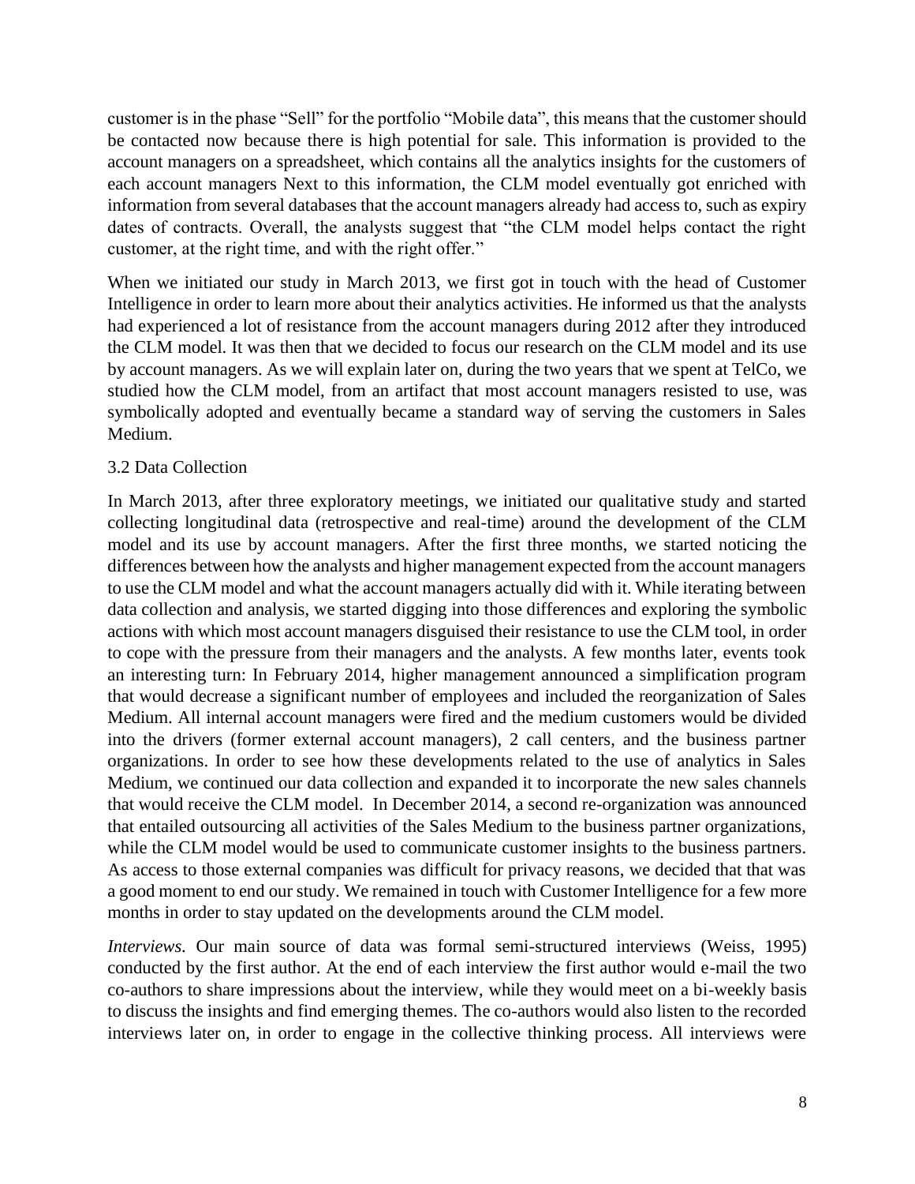customer is in the phase "Sell" for the portfolio "Mobile data", this means that the customer should be contacted now because there is high potential for sale. This information is provided to the account managers on a spreadsheet, which contains all the analytics insights for the customers of each account managers Next to this information, the CLM model eventually got enriched with information from several databases that the account managers already had access to, such as expiry dates of contracts. Overall, the analysts suggest that "the CLM model helps contact the right customer, at the right time, and with the right offer."

When we initiated our study in March 2013, we first got in touch with the head of Customer Intelligence in order to learn more about their analytics activities. He informed us that the analysts had experienced a lot of resistance from the account managers during 2012 after they introduced the CLM model. It was then that we decided to focus our research on the CLM model and its use by account managers. As we will explain later on, during the two years that we spent at TelCo, we studied how the CLM model, from an artifact that most account managers resisted to use, was symbolically adopted and eventually became a standard way of serving the customers in Sales Medium.

### 3.2 Data Collection

In March 2013, after three exploratory meetings, we initiated our qualitative study and started collecting longitudinal data (retrospective and real-time) around the development of the CLM model and its use by account managers. After the first three months, we started noticing the differences between how the analysts and higher management expected from the account managers to use the CLM model and what the account managers actually did with it. While iterating between data collection and analysis, we started digging into those differences and exploring the symbolic actions with which most account managers disguised their resistance to use the CLM tool, in order to cope with the pressure from their managers and the analysts. A few months later, events took an interesting turn: In February 2014, higher management announced a simplification program that would decrease a significant number of employees and included the reorganization of Sales Medium. All internal account managers were fired and the medium customers would be divided into the drivers (former external account managers), 2 call centers, and the business partner organizations. In order to see how these developments related to the use of analytics in Sales Medium, we continued our data collection and expanded it to incorporate the new sales channels that would receive the CLM model. In December 2014, a second re-organization was announced that entailed outsourcing all activities of the Sales Medium to the business partner organizations, while the CLM model would be used to communicate customer insights to the business partners. As access to those external companies was difficult for privacy reasons, we decided that that was a good moment to end our study. We remained in touch with Customer Intelligence for a few more months in order to stay updated on the developments around the CLM model.

*Interviews.* Our main source of data was formal semi-structured interviews (Weiss, 1995) conducted by the first author. At the end of each interview the first author would e-mail the two co-authors to share impressions about the interview, while they would meet on a bi-weekly basis to discuss the insights and find emerging themes. The co-authors would also listen to the recorded interviews later on, in order to engage in the collective thinking process. All interviews were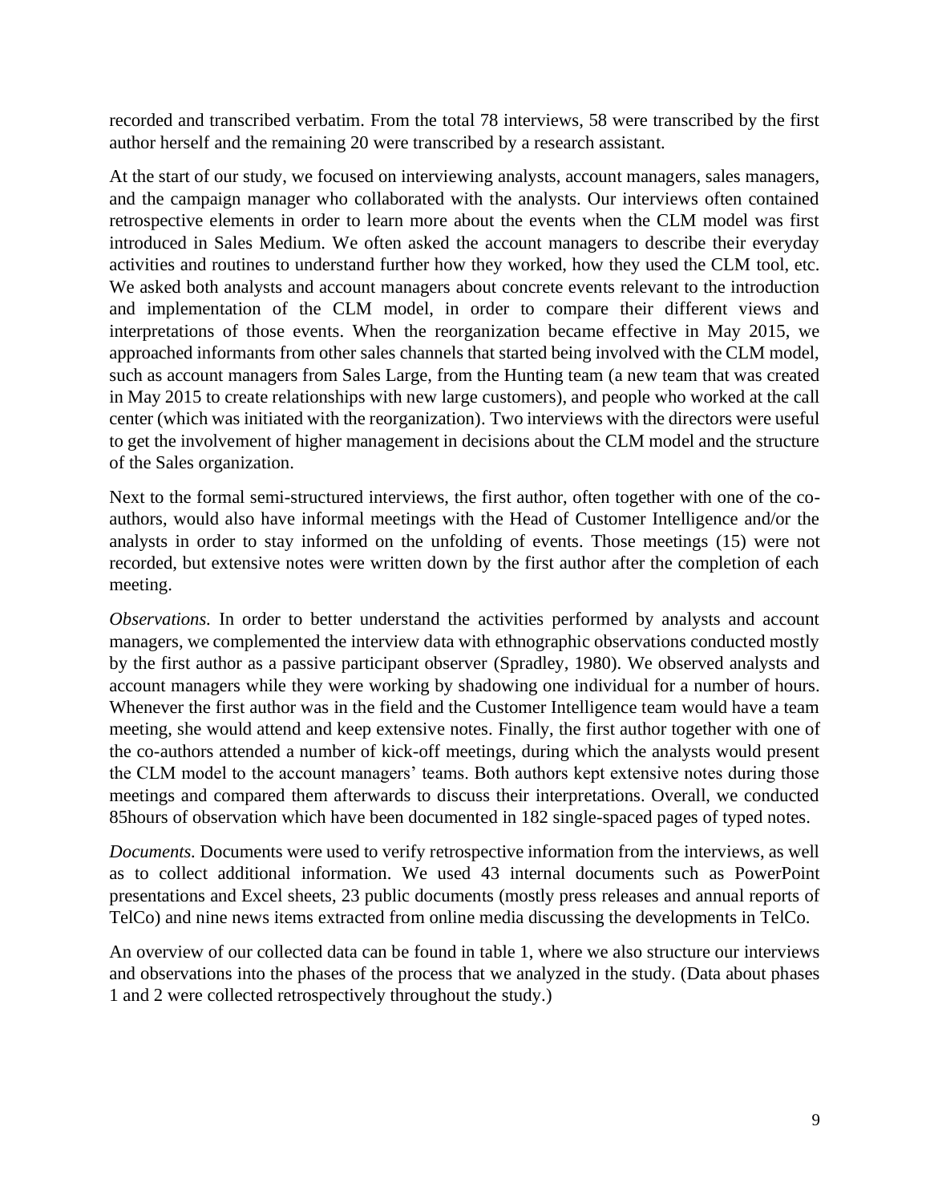recorded and transcribed verbatim. From the total 78 interviews, 58 were transcribed by the first author herself and the remaining 20 were transcribed by a research assistant.

At the start of our study, we focused on interviewing analysts, account managers, sales managers, and the campaign manager who collaborated with the analysts. Our interviews often contained retrospective elements in order to learn more about the events when the CLM model was first introduced in Sales Medium. We often asked the account managers to describe their everyday activities and routines to understand further how they worked, how they used the CLM tool, etc. We asked both analysts and account managers about concrete events relevant to the introduction and implementation of the CLM model, in order to compare their different views and interpretations of those events. When the reorganization became effective in May 2015, we approached informants from other sales channels that started being involved with the CLM model, such as account managers from Sales Large, from the Hunting team (a new team that was created in May 2015 to create relationships with new large customers), and people who worked at the call center (which was initiated with the reorganization). Two interviews with the directors were useful to get the involvement of higher management in decisions about the CLM model and the structure of the Sales organization.

Next to the formal semi-structured interviews, the first author, often together with one of the co-authors, would also have informal meetings with the Head of Customer Intelligence and/or the analysts in order to stay informed on the unfolding of events. Those meetings (15) were not recorded, but extensive notes were written down by the first author after the completion of each meeting.

*Observations.* In order to better understand the activities performed by analysts and account managers, we complemented the interview data with ethnographic observations conducted mostly by the first author as a passive participant observer (Spradley, 1980). We observed analysts and account managers while they were working by shadowing one individual for a number of hours. Whenever the first author was in the field and the Customer Intelligence team would have a team meeting, she would attend and keep extensive notes. Finally, the first author together with one of the co-authors attended a number of kick-off meetings, during which the analysts would present the CLM model to the account managers' teams. Both authors kept extensive notes during those meetings and compared them afterwards to discuss their interpretations. Overall, we conducted 85hours of observation which have been documented in 182 single-spaced pages of typed notes.

*Documents.* Documents were used to verify retrospective information from the interviews, as well as to collect additional information. We used 43 internal documents such as PowerPoint presentations and Excel sheets, 23 public documents (mostly press releases and annual reports of TelCo) and nine news items extracted from online media discussing the developments in TelCo.

An overview of our collected data can be found in table 1, where we also structure our interviews and observations into the phases of the process that we analyzed in the study. (Data about phases 1 and 2 were collected retrospectively throughout the study.)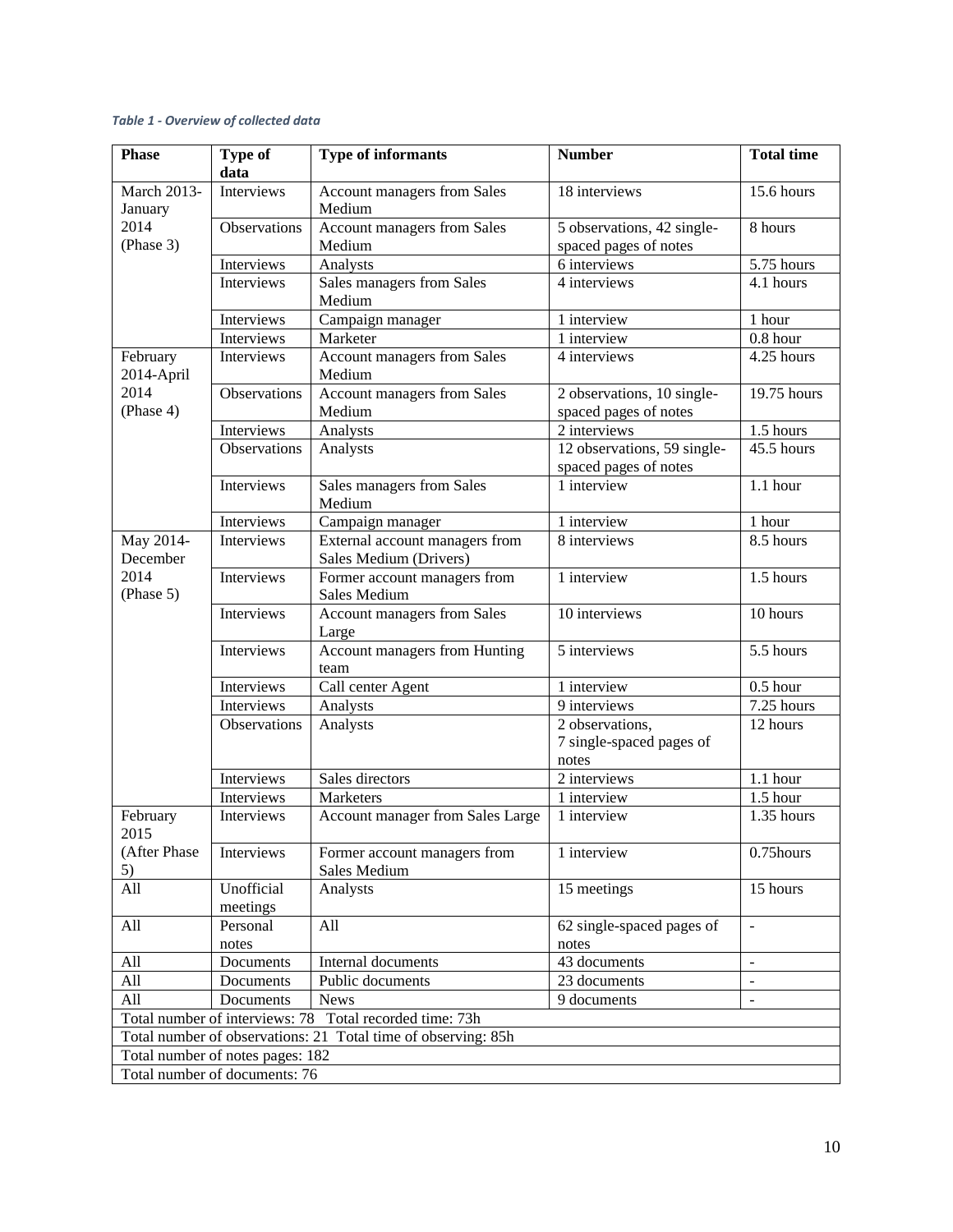*Table 1 - Overview of collected data*

| Phase | Type of data | Type of informants | Number | Total time |
|---|---|---|---|---|
| March 2013-January 2014 (Phase 3) | Interviews | Account managers from Sales Medium | 18 interviews | 15.6 hours |
| | Observations | Account managers from Sales Medium | 5 observations, 42 single-spaced pages of notes | 8 hours |
| | Interviews | Analysts | 6 interviews | 5.75 hours |
| | Interviews | Sales managers from Sales Medium | 4 interviews | 4.1 hours |
| | Interviews | Campaign manager | 1 interview | 1 hour |
| | Interviews | Marketer | 1 interview | 0.8 hour |
| February 2014-April 2014 (Phase 4) | Interviews | Account managers from Sales Medium | 4 interviews | 4.25 hours |
| | Observations | Account managers from Sales Medium | 2 observations, 10 single-spaced pages of notes | 19.75 hours |
| | Interviews | Analysts | 2 interviews | 1.5 hours |
| | Observations | Analysts | 12 observations, 59 single-spaced pages of notes | 45.5 hours |
| | Interviews | Sales managers from Sales Medium | 1 interview | 1.1 hour |
| | Interviews | Campaign manager | 1 interview | 1 hour |
| May 2014-December 2014 (Phase 5) | Interviews | External account managers from Sales Medium (Drivers) | 8 interviews | 8.5 hours |
| | Interviews | Former account managers from Sales Medium | 1 interview | 1.5 hours |
| | Interviews | Account managers from Sales Large | 10 interviews | 10 hours |
| | Interviews | Account managers from Hunting team | 5 interviews | 5.5 hours |
| | Interviews | Call center Agent | 1 interview | 0.5 hour |
| | Interviews | Analysts | 9 interviews | 7.25 hours |
| | Observations | Analysts | 2 observations, 7 single-spaced pages of notes | 12 hours |
| | Interviews | Sales directors | 2 interviews | 1.1 hour |
| | Interviews | Marketers | 1 interview | 1.5 hour |
| February 2015 (After Phase 5) | Interviews | Account manager from Sales Large | 1 interview | 1.35 hours |
| | Interviews | Former account managers from Sales Medium | 1 interview | 0.75hours |
| All | Unofficial meetings | Analysts | 15 meetings | 15 hours |
| All | Personal notes | All | 62 single-spaced pages of notes | - |
| All | Documents | Internal documents | 43 documents | - |
| All | Documents | Public documents | 23 documents | - |
| All | Documents | News | 9 documents | - |
| Total number of interviews: 78 Total recorded time: 73h | | | | |
| Total number of observations: 21 Total time of observing: 85h | | | | |
| Total number of notes pages: 182 | | | | |
| Total number of documents: 76 | | | | |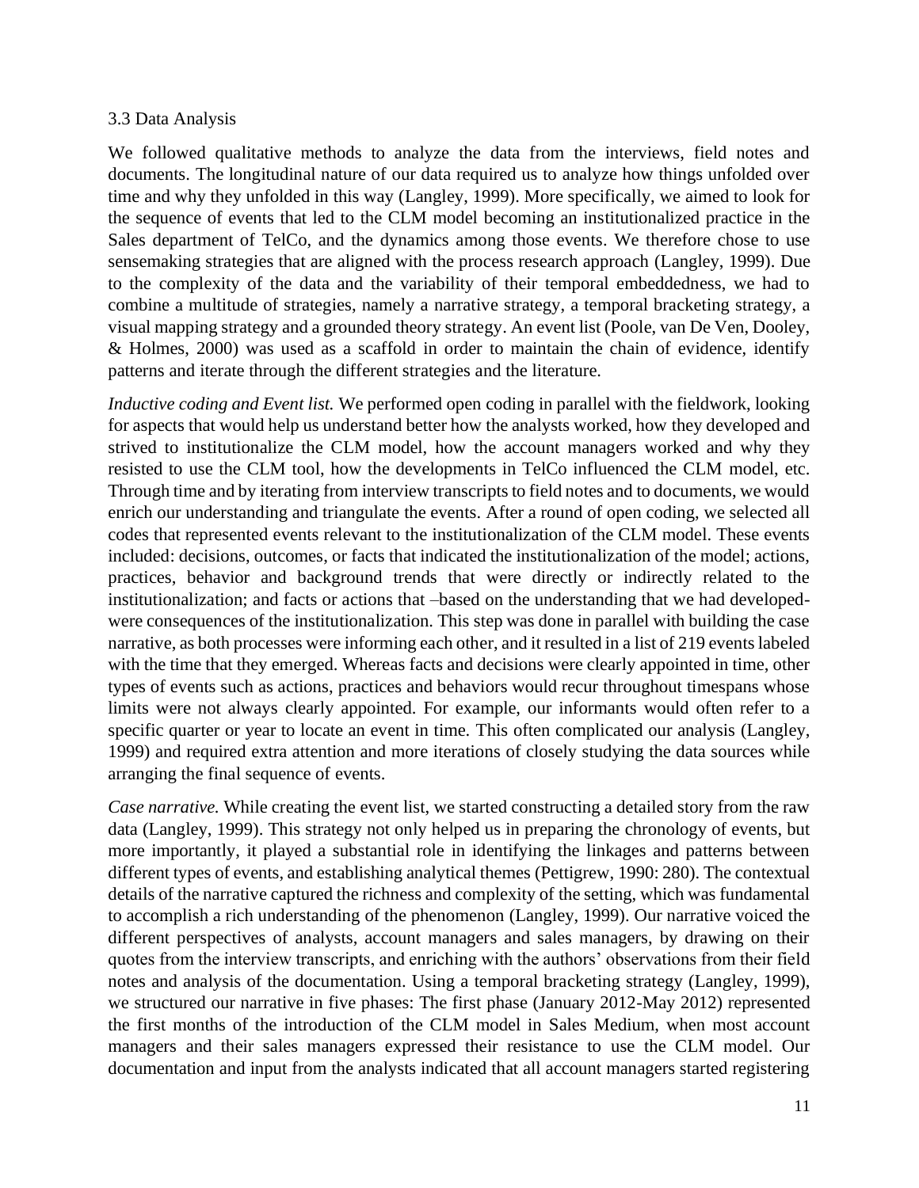### 3.3 Data Analysis

We followed qualitative methods to analyze the data from the interviews, field notes and documents. The longitudinal nature of our data required us to analyze how things unfolded over time and why they unfolded in this way (Langley, 1999). More specifically, we aimed to look for the sequence of events that led to the CLM model becoming an institutionalized practice in the Sales department of TelCo, and the dynamics among those events. We therefore chose to use sensemaking strategies that are aligned with the process research approach (Langley, 1999). Due to the complexity of the data and the variability of their temporal embeddedness, we had to combine a multitude of strategies, namely a narrative strategy, a temporal bracketing strategy, a visual mapping strategy and a grounded theory strategy. An event list (Poole, van De Ven, Dooley, & Holmes, 2000) was used as a scaffold in order to maintain the chain of evidence, identify patterns and iterate through the different strategies and the literature.

*Inductive coding and Event list.* We performed open coding in parallel with the fieldwork, looking for aspects that would help us understand better how the analysts worked, how they developed and strived to institutionalize the CLM model, how the account managers worked and why they resisted to use the CLM tool, how the developments in TelCo influenced the CLM model, etc. Through time and by iterating from interview transcripts to field notes and to documents, we would enrich our understanding and triangulate the events. After a round of open coding, we selected all codes that represented events relevant to the institutionalization of the CLM model. These events included: decisions, outcomes, or facts that indicated the institutionalization of the model; actions, practices, behavior and background trends that were directly or indirectly related to the institutionalization; and facts or actions that –based on the understanding that we had developed- were consequences of the institutionalization. This step was done in parallel with building the case narrative, as both processes were informing each other, and it resulted in a list of 219 events labeled with the time that they emerged. Whereas facts and decisions were clearly appointed in time, other types of events such as actions, practices and behaviors would recur throughout timespans whose limits were not always clearly appointed. For example, our informants would often refer to a specific quarter or year to locate an event in time. This often complicated our analysis (Langley, 1999) and required extra attention and more iterations of closely studying the data sources while arranging the final sequence of events.

*Case narrative.* While creating the event list, we started constructing a detailed story from the raw data (Langley, 1999). This strategy not only helped us in preparing the chronology of events, but more importantly, it played a substantial role in identifying the linkages and patterns between different types of events, and establishing analytical themes (Pettigrew, 1990: 280). The contextual details of the narrative captured the richness and complexity of the setting, which was fundamental to accomplish a rich understanding of the phenomenon (Langley, 1999). Our narrative voiced the different perspectives of analysts, account managers and sales managers, by drawing on their quotes from the interview transcripts, and enriching with the authors' observations from their field notes and analysis of the documentation. Using a temporal bracketing strategy (Langley, 1999), we structured our narrative in five phases: The first phase (January 2012-May 2012) represented the first months of the introduction of the CLM model in Sales Medium, when most account managers and their sales managers expressed their resistance to use the CLM model. Our documentation and input from the analysts indicated that all account managers started registering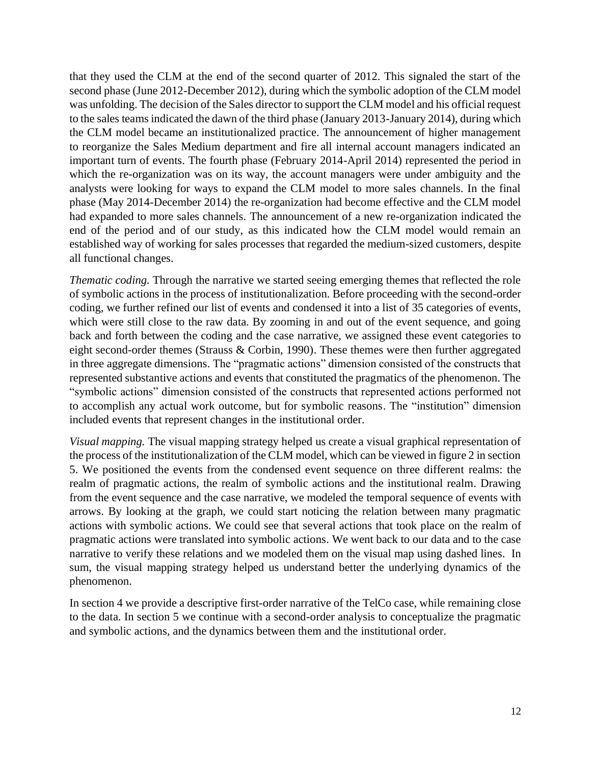that they used the CLM at the end of the second quarter of 2012. This signaled the start of the second phase (June 2012-December 2012), during which the symbolic adoption of the CLM model was unfolding. The decision of the Sales director to support the CLM model and his official request to the sales teams indicated the dawn of the third phase (January 2013-January 2014), during which the CLM model became an institutionalized practice. The announcement of higher management to reorganize the Sales Medium department and fire all internal account managers indicated an important turn of events. The fourth phase (February 2014-April 2014) represented the period in which the re-organization was on its way, the account managers were under ambiguity and the analysts were looking for ways to expand the CLM model to more sales channels. In the final phase (May 2014-December 2014) the re-organization had become effective and the CLM model had expanded to more sales channels. The announcement of a new re-organization indicated the end of the period and of our study, as this indicated how the CLM model would remain an established way of working for sales processes that regarded the medium-sized customers, despite all functional changes.

*Thematic coding.* Through the narrative we started seeing emerging themes that reflected the role of symbolic actions in the process of institutionalization. Before proceeding with the second-order coding, we further refined our list of events and condensed it into a list of 35 categories of events, which were still close to the raw data. By zooming in and out of the event sequence, and going back and forth between the coding and the case narrative, we assigned these event categories to eight second-order themes (Strauss & Corbin, 1990). These themes were then further aggregated in three aggregate dimensions. The "pragmatic actions" dimension consisted of the constructs that represented substantive actions and events that constituted the pragmatics of the phenomenon. The "symbolic actions" dimension consisted of the constructs that represented actions performed not to accomplish any actual work outcome, but for symbolic reasons. The "institution" dimension included events that represent changes in the institutional order.

*Visual mapping.* The visual mapping strategy helped us create a visual graphical representation of the process of the institutionalization of the CLM model, which can be viewed in figure 2 in section 5. We positioned the events from the condensed event sequence on three different realms: the realm of pragmatic actions, the realm of symbolic actions and the institutional realm. Drawing from the event sequence and the case narrative, we modeled the temporal sequence of events with arrows. By looking at the graph, we could start noticing the relation between many pragmatic actions with symbolic actions. We could see that several actions that took place on the realm of pragmatic actions were translated into symbolic actions. We went back to our data and to the case narrative to verify these relations and we modeled them on the visual map using dashed lines. In sum, the visual mapping strategy helped us understand better the underlying dynamics of the phenomenon.

In section 4 we provide a descriptive first-order narrative of the TelCo case, while remaining close to the data. In section 5 we continue with a second-order analysis to conceptualize the pragmatic and symbolic actions, and the dynamics between them and the institutional order.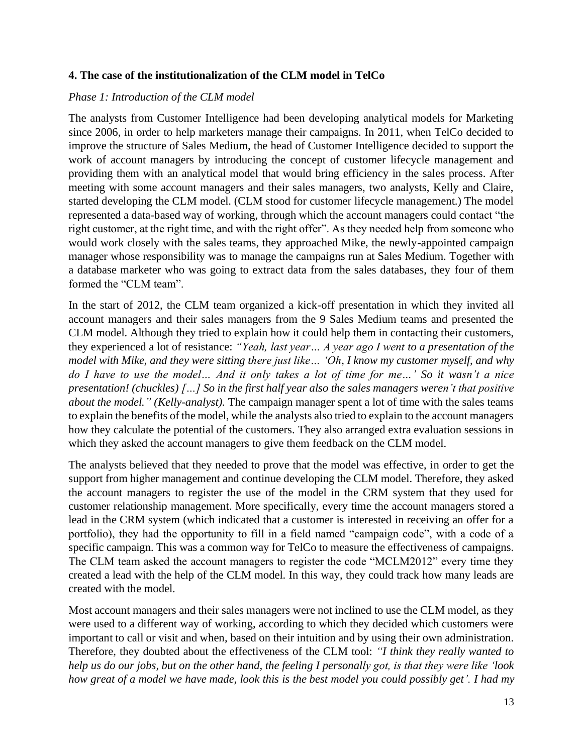### 4. The case of the institutionalization of the CLM model in TelCo

*Phase 1: Introduction of the CLM model*

The analysts from Customer Intelligence had been developing analytical models for Marketing since 2006, in order to help marketers manage their campaigns. In 2011, when TelCo decided to improve the structure of Sales Medium, the head of Customer Intelligence decided to support the work of account managers by introducing the concept of customer lifecycle management and providing them with an analytical model that would bring efficiency in the sales process. After meeting with some account managers and their sales managers, two analysts, Kelly and Claire, started developing the CLM model. (CLM stood for customer lifecycle management.) The model represented a data-based way of working, through which the account managers could contact "the right customer, at the right time, and with the right offer". As they needed help from someone who would work closely with the sales teams, they approached Mike, the newly-appointed campaign manager whose responsibility was to manage the campaigns run at Sales Medium. Together with a database marketer who was going to extract data from the sales databases, they four of them formed the "CLM team".

In the start of 2012, the CLM team organized a kick-off presentation in which they invited all account managers and their sales managers from the 9 Sales Medium teams and presented the CLM model. Although they tried to explain how it could help them in contacting their customers, they experienced a lot of resistance: *"Yeah, last year… A year ago I went to a presentation of the model with Mike, and they were sitting there just like… 'Oh, I know my customer myself, and why do I have to use the model… And it only takes a lot of time for me…' So it wasn't a nice presentation! (chuckles) […] So in the first half year also the sales managers weren't that positive about the model." (Kelly-analyst).* The campaign manager spent a lot of time with the sales teams to explain the benefits of the model, while the analysts also tried to explain to the account managers how they calculate the potential of the customers. They also arranged extra evaluation sessions in which they asked the account managers to give them feedback on the CLM model.

The analysts believed that they needed to prove that the model was effective, in order to get the support from higher management and continue developing the CLM model. Therefore, they asked the account managers to register the use of the model in the CRM system that they used for customer relationship management. More specifically, every time the account managers stored a lead in the CRM system (which indicated that a customer is interested in receiving an offer for a portfolio), they had the opportunity to fill in a field named "campaign code", with a code of a specific campaign. This was a common way for TelCo to measure the effectiveness of campaigns. The CLM team asked the account managers to register the code "MCLM2012" every time they created a lead with the help of the CLM model. In this way, they could track how many leads are created with the model.

Most account managers and their sales managers were not inclined to use the CLM model, as they were used to a different way of working, according to which they decided which customers were important to call or visit and when, based on their intuition and by using their own administration. Therefore, they doubted about the effectiveness of the CLM tool: *"I think they really wanted to help us do our jobs, but on the other hand, the feeling I personally got, is that they were like 'look how great of a model we have made, look this is the best model you could possibly get'. I had my*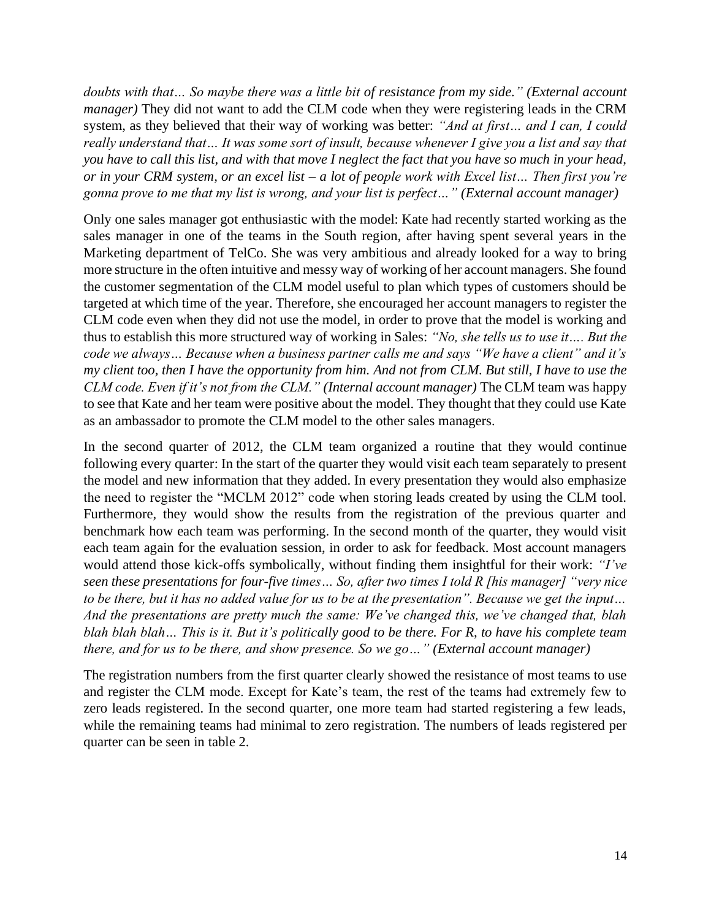*doubts with that… So maybe there was a little bit of resistance from my side." (External account manager)* They did not want to add the CLM code when they were registering leads in the CRM system, as they believed that their way of working was better: *"And at first… and I can, I could really understand that… It was some sort of insult, because whenever I give you a list and say that you have to call this list, and with that move I neglect the fact that you have so much in your head, or in your CRM system, or an excel list – a lot of people work with Excel list… Then first you're gonna prove to me that my list is wrong, and your list is perfect…" (External account manager)*

Only one sales manager got enthusiastic with the model: Kate had recently started working as the sales manager in one of the teams in the South region, after having spent several years in the Marketing department of TelCo. She was very ambitious and already looked for a way to bring more structure in the often intuitive and messy way of working of her account managers. She found the customer segmentation of the CLM model useful to plan which types of customers should be targeted at which time of the year. Therefore, she encouraged her account managers to register the CLM code even when they did not use the model, in order to prove that the model is working and thus to establish this more structured way of working in Sales: *"No, she tells us to use it…. But the code we always… Because when a business partner calls me and says "We have a client" and it's my client too, then I have the opportunity from him. And not from CLM. But still, I have to use the CLM code. Even if it's not from the CLM." (Internal account manager)* The CLM team was happy to see that Kate and her team were positive about the model. They thought that they could use Kate as an ambassador to promote the CLM model to the other sales managers.

In the second quarter of 2012, the CLM team organized a routine that they would continue following every quarter: In the start of the quarter they would visit each team separately to present the model and new information that they added. In every presentation they would also emphasize the need to register the "MCLM 2012" code when storing leads created by using the CLM tool. Furthermore, they would show the results from the registration of the previous quarter and benchmark how each team was performing. In the second month of the quarter, they would visit each team again for the evaluation session, in order to ask for feedback. Most account managers would attend those kick-offs symbolically, without finding them insightful for their work: *"I've seen these presentations for four-five times… So, after two times I told R [his manager] "very nice to be there, but it has no added value for us to be at the presentation". Because we get the input… And the presentations are pretty much the same: We've changed this, we've changed that, blah blah blah blah… This is it. But it's politically good to be there. For R, to have his complete team there, and for us to be there, and show presence. So we go…" (External account manager)*

The registration numbers from the first quarter clearly showed the resistance of most teams to use and register the CLM mode. Except for Kate's team, the rest of the teams had extremely few to zero leads registered. In the second quarter, one more team had started registering a few leads, while the remaining teams had minimal to zero registration. The numbers of leads registered per quarter can be seen in table 2.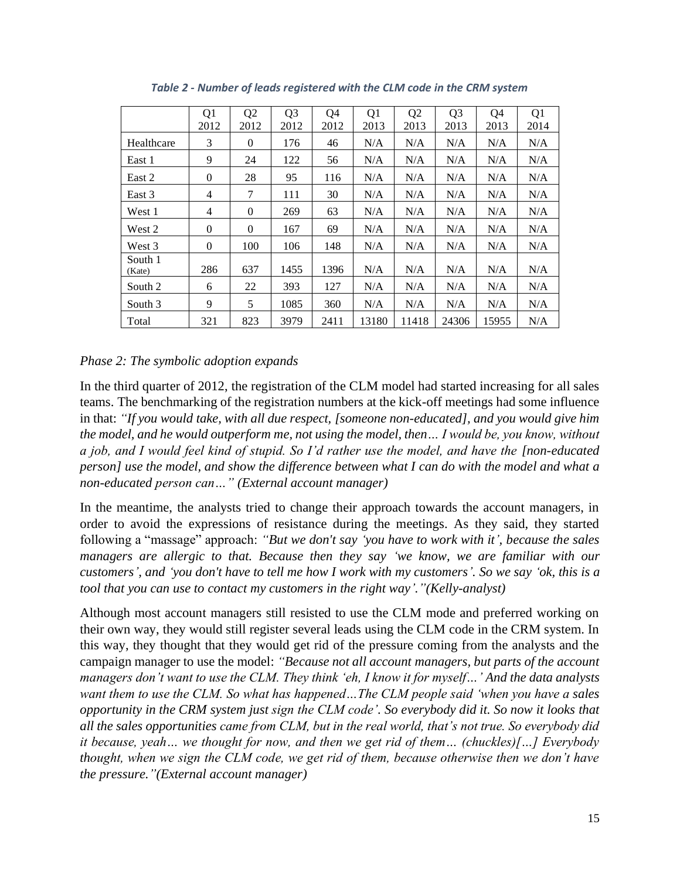*Table 2 - Number of leads registered with the CLM code in the CRM system*

| | Q1 2012 | Q2 2012 | Q3 2012 | Q4 2012 | Q1 2013 | Q2 2013 | Q3 2013 | Q4 2013 | Q1 2014 |
|---|---|---|---|---|---|---|---|---|---|
| Healthcare | 3 | 0 | 176 | 46 | N/A | N/A | N/A | N/A | N/A |
| East 1 | 9 | 24 | 122 | 56 | N/A | N/A | N/A | N/A | N/A |
| East 2 | 0 | 28 | 95 | 116 | N/A | N/A | N/A | N/A | N/A |
| East 3 | 4 | 7 | 111 | 30 | N/A | N/A | N/A | N/A | N/A |
| West 1 | 4 | 0 | 269 | 63 | N/A | N/A | N/A | N/A | N/A |
| West 2 | 0 | 0 | 167 | 69 | N/A | N/A | N/A | N/A | N/A |
| West 3 | 0 | 100 | 106 | 148 | N/A | N/A | N/A | N/A | N/A |
| South 1 (Kate) | 286 | 637 | 1455 | 1396 | N/A | N/A | N/A | N/A | N/A |
| South 2 | 6 | 22 | 393 | 127 | N/A | N/A | N/A | N/A | N/A |
| South 3 | 9 | 5 | 1085 | 360 | N/A | N/A | N/A | N/A | N/A |
| Total | 321 | 823 | 3979 | 2411 | 13180 | 11418 | 24306 | 15955 | N/A |

*Phase 2: The symbolic adoption expands*

In the third quarter of 2012, the registration of the CLM model had started increasing for all sales teams. The benchmarking of the registration numbers at the kick-off meetings had some influence in that: *"If you would take, with all due respect, [someone non-educated], and you would give him the model, and he would outperform me, not using the model, then… I would be, you know, without a job, and I would feel kind of stupid. So I'd rather use the model, and have the [non-educated person] use the model, and show the difference between what I can do with the model and what a non-educated person can…" (External account manager)*

In the meantime, the analysts tried to change their approach towards the account managers, in order to avoid the expressions of resistance during the meetings. As they said, they started following a "massage" approach: *"But we don't say 'you have to work with it', because the sales managers are allergic to that. Because then they say 'we know, we are familiar with our customers', and 'you don't have to tell me how I work with my customers'. So we say 'ok, this is a tool that you can use to contact my customers in the right way'."(Kelly-analyst)*

Although most account managers still resisted to use the CLM mode and preferred working on their own way, they would still register several leads using the CLM code in the CRM system. In this way, they thought that they would get rid of the pressure coming from the analysts and the campaign manager to use the model: *"Because not all account managers, but parts of the account managers don't want to use the CLM. They think 'eh, I know it for myself…' And the data analysts want them to use the CLM. So what has happened…The CLM people said 'when you have a sales opportunity in the CRM system just sign the CLM code'. So everybody did it. So now it looks that all the sales opportunities came from CLM, but in the real world, that's not true. So everybody did it because, yeah… we thought for now, and then we get rid of them… (chuckles)[…] Everybody thought, when we sign the CLM code, we get rid of them, because otherwise then we don't have the pressure."(External account manager)*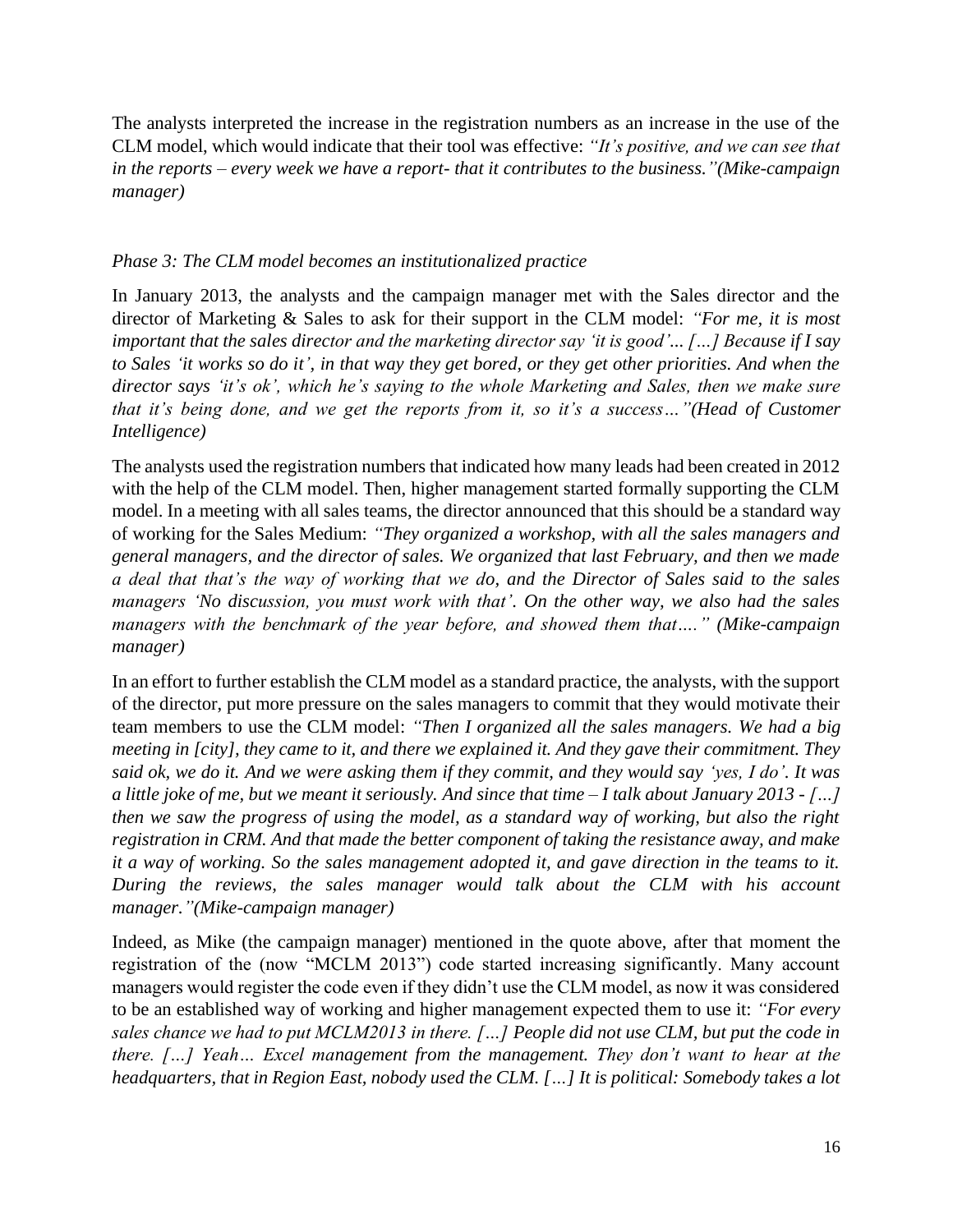The analysts interpreted the increase in the registration numbers as an increase in the use of the CLM model, which would indicate that their tool was effective: *"It's positive, and we can see that in the reports – every week we have a report- that it contributes to the business."(Mike-campaign manager)*

*Phase 3: The CLM model becomes an institutionalized practice*

In January 2013, the analysts and the campaign manager met with the Sales director and the director of Marketing & Sales to ask for their support in the CLM model: *"For me, it is most important that the sales director and the marketing director say 'it is good'... […] Because if I say to Sales 'it works so do it', in that way they get bored, or they get other priorities. And when the director says 'it's ok', which he's saying to the whole Marketing and Sales, then we make sure that it's being done, and we get the reports from it, so it's a success…"(Head of Customer Intelligence)*

The analysts used the registration numbers that indicated how many leads had been created in 2012 with the help of the CLM model. Then, higher management started formally supporting the CLM model. In a meeting with all sales teams, the director announced that this should be a standard way of working for the Sales Medium: *"They organized a workshop, with all the sales managers and general managers, and the director of sales. We organized that last February, and then we made a deal that that's the way of working that we do, and the Director of Sales said to the sales managers 'No discussion, you must work with that'. On the other way, we also had the sales managers with the benchmark of the year before, and showed them that…." (Mike-campaign manager)*

In an effort to further establish the CLM model as a standard practice, the analysts, with the support of the director, put more pressure on the sales managers to commit that they would motivate their team members to use the CLM model: *"Then I organized all the sales managers. We had a big meeting in [city], they came to it, and there we explained it. And they gave their commitment. They said ok, we do it. And we were asking them if they commit, and they would say 'yes, I do'. It was a little joke of me, but we meant it seriously. And since that time – I talk about January 2013 - […] then we saw the progress of using the model, as a standard way of working, but also the right registration in CRM. And that made the better component of taking the resistance away, and make it a way of working. So the sales management adopted it, and gave direction in the teams to it. During the reviews, the sales manager would talk about the CLM with his account manager."(Mike-campaign manager)*

Indeed, as Mike (the campaign manager) mentioned in the quote above, after that moment the registration of the (now "MCLM 2013") code started increasing significantly. Many account managers would register the code even if they didn't use the CLM model, as now it was considered to be an established way of working and higher management expected them to use it: *"For every sales chance we had to put MCLM2013 in there. […] People did not use CLM, but put the code in there. […] Yeah… Excel management from the management. They don't want to hear at the headquarters, that in Region East, nobody used the CLM. […] It is political: Somebody takes a lot*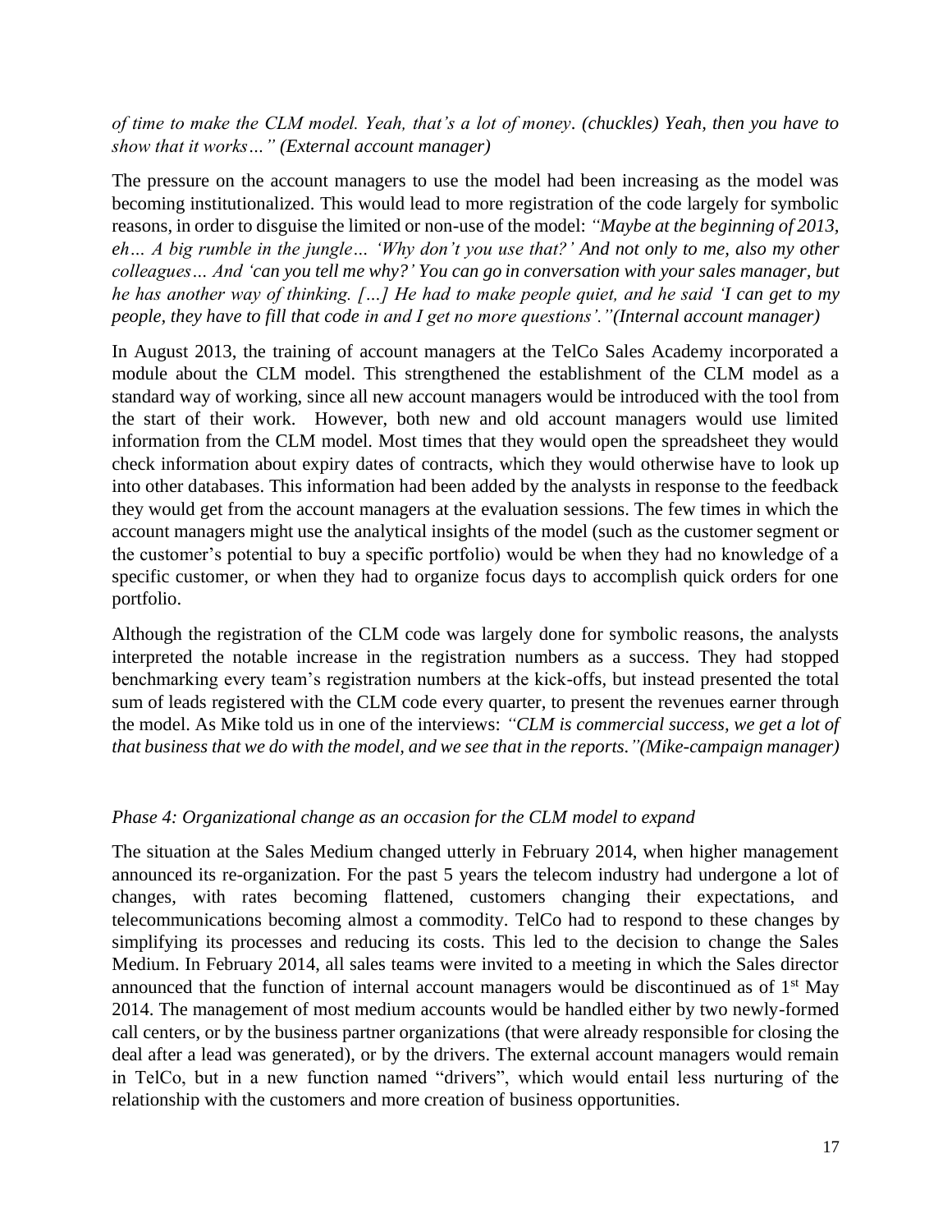*of time to make the CLM model. Yeah, that's a lot of money. (chuckles) Yeah, then you have to show that it works…" (External account manager)*

The pressure on the account managers to use the model had been increasing as the model was becoming institutionalized. This would lead to more registration of the code largely for symbolic reasons, in order to disguise the limited or non-use of the model: *"Maybe at the beginning of 2013, eh… A big rumble in the jungle… 'Why don't you use that?' And not only to me, also my other colleagues… And 'can you tell me why?' You can go in conversation with your sales manager, but he has another way of thinking. […] He had to make people quiet, and he said 'I can get to my people, they have to fill that code in and I get no more questions'."(Internal account manager)*

In August 2013, the training of account managers at the TelCo Sales Academy incorporated a module about the CLM model. This strengthened the establishment of the CLM model as a standard way of working, since all new account managers would be introduced with the tool from the start of their work. However, both new and old account managers would use limited information from the CLM model. Most times that they would open the spreadsheet they would check information about expiry dates of contracts, which they would otherwise have to look up into other databases. This information had been added by the analysts in response to the feedback they would get from the account managers at the evaluation sessions. The few times in which the account managers might use the analytical insights of the model (such as the customer segment or the customer's potential to buy a specific portfolio) would be when they had no knowledge of a specific customer, or when they had to organize focus days to accomplish quick orders for one portfolio.

Although the registration of the CLM code was largely done for symbolic reasons, the analysts interpreted the notable increase in the registration numbers as a success. They had stopped benchmarking every team's registration numbers at the kick-offs, but instead presented the total sum of leads registered with the CLM code every quarter, to present the revenues earner through the model. As Mike told us in one of the interviews: *"CLM is commercial success, we get a lot of that business that we do with the model, and we see that in the reports."(Mike-campaign manager)*

### *Phase 4: Organizational change as an occasion for the CLM model to expand*

The situation at the Sales Medium changed utterly in February 2014, when higher management announced its re-organization. For the past 5 years the telecom industry had undergone a lot of changes, with rates becoming flattened, customers changing their expectations, and telecommunications becoming almost a commodity. TelCo had to respond to these changes by simplifying its processes and reducing its costs. This led to the decision to change the Sales Medium. In February 2014, all sales teams were invited to a meeting in which the Sales director announced that the function of internal account managers would be discontinued as of 1st May 2014. The management of most medium accounts would be handled either by two newly-formed call centers, or by the business partner organizations (that were already responsible for closing the deal after a lead was generated), or by the drivers. The external account managers would remain in TelCo, but in a new function named "drivers", which would entail less nurturing of the relationship with the customers and more creation of business opportunities.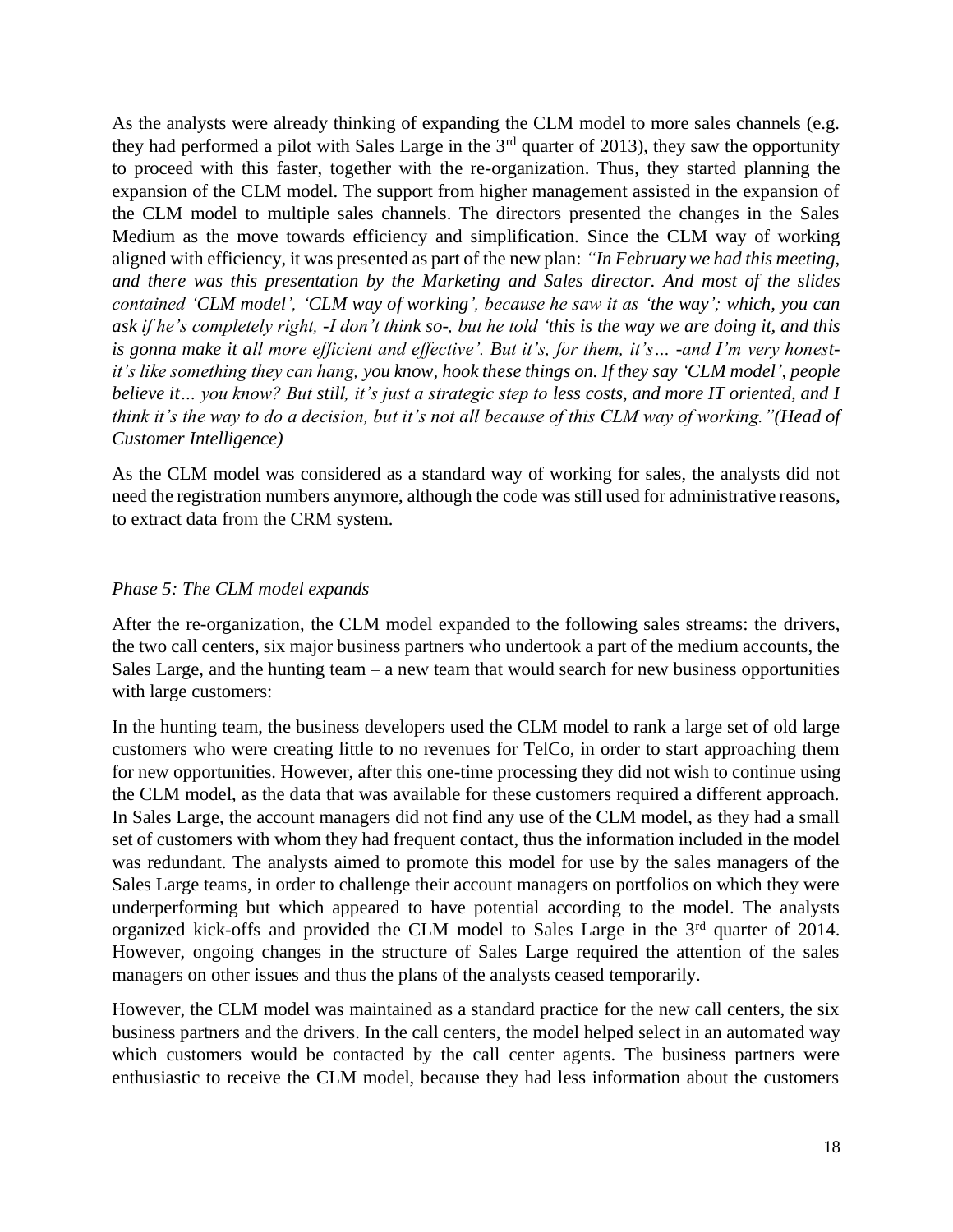As the analysts were already thinking of expanding the CLM model to more sales channels (e.g. they had performed a pilot with Sales Large in the 3rd quarter of 2013), they saw the opportunity to proceed with this faster, together with the re-organization. Thus, they started planning the expansion of the CLM model. The support from higher management assisted in the expansion of the CLM model to multiple sales channels. The directors presented the changes in the Sales Medium as the move towards efficiency and simplification. Since the CLM way of working aligned with efficiency, it was presented as part of the new plan: *"In February we had this meeting, and there was this presentation by the Marketing and Sales director. And most of the slides contained 'CLM model', 'CLM way of working', because he saw it as 'the way'; which, you can ask if he's completely right, -I don't think so-, but he told 'this is the way we are doing it, and this is gonna make it all more efficient and effective'. But it's, for them, it's… -and I'm very honest- it's like something they can hang, you know, hook these things on. If they say 'CLM model', people believe it… you know? But still, it's just a strategic step to less costs, and more IT oriented, and I think it's the way to do a decision, but it's not all because of this CLM way of working."(Head of Customer Intelligence)*

As the CLM model was considered as a standard way of working for sales, the analysts did not need the registration numbers anymore, although the code was still used for administrative reasons, to extract data from the CRM system.

### *Phase 5: The CLM model expands*

After the re-organization, the CLM model expanded to the following sales streams: the drivers, the two call centers, six major business partners who undertook a part of the medium accounts, the Sales Large, and the hunting team – a new team that would search for new business opportunities with large customers:

In the hunting team, the business developers used the CLM model to rank a large set of old large customers who were creating little to no revenues for TelCo, in order to start approaching them for new opportunities. However, after this one-time processing they did not wish to continue using the CLM model, as the data that was available for these customers required a different approach. In Sales Large, the account managers did not find any use of the CLM model, as they had a small set of customers with whom they had frequent contact, thus the information included in the model was redundant. The analysts aimed to promote this model for use by the sales managers of the Sales Large teams, in order to challenge their account managers on portfolios on which they were underperforming but which appeared to have potential according to the model. The analysts organized kick-offs and provided the CLM model to Sales Large in the 3rd quarter of 2014. However, ongoing changes in the structure of Sales Large required the attention of the sales managers on other issues and thus the plans of the analysts ceased temporarily.

However, the CLM model was maintained as a standard practice for the new call centers, the six business partners and the drivers. In the call centers, the model helped select in an automated way which customers would be contacted by the call center agents. The business partners were enthusiastic to receive the CLM model, because they had less information about the customers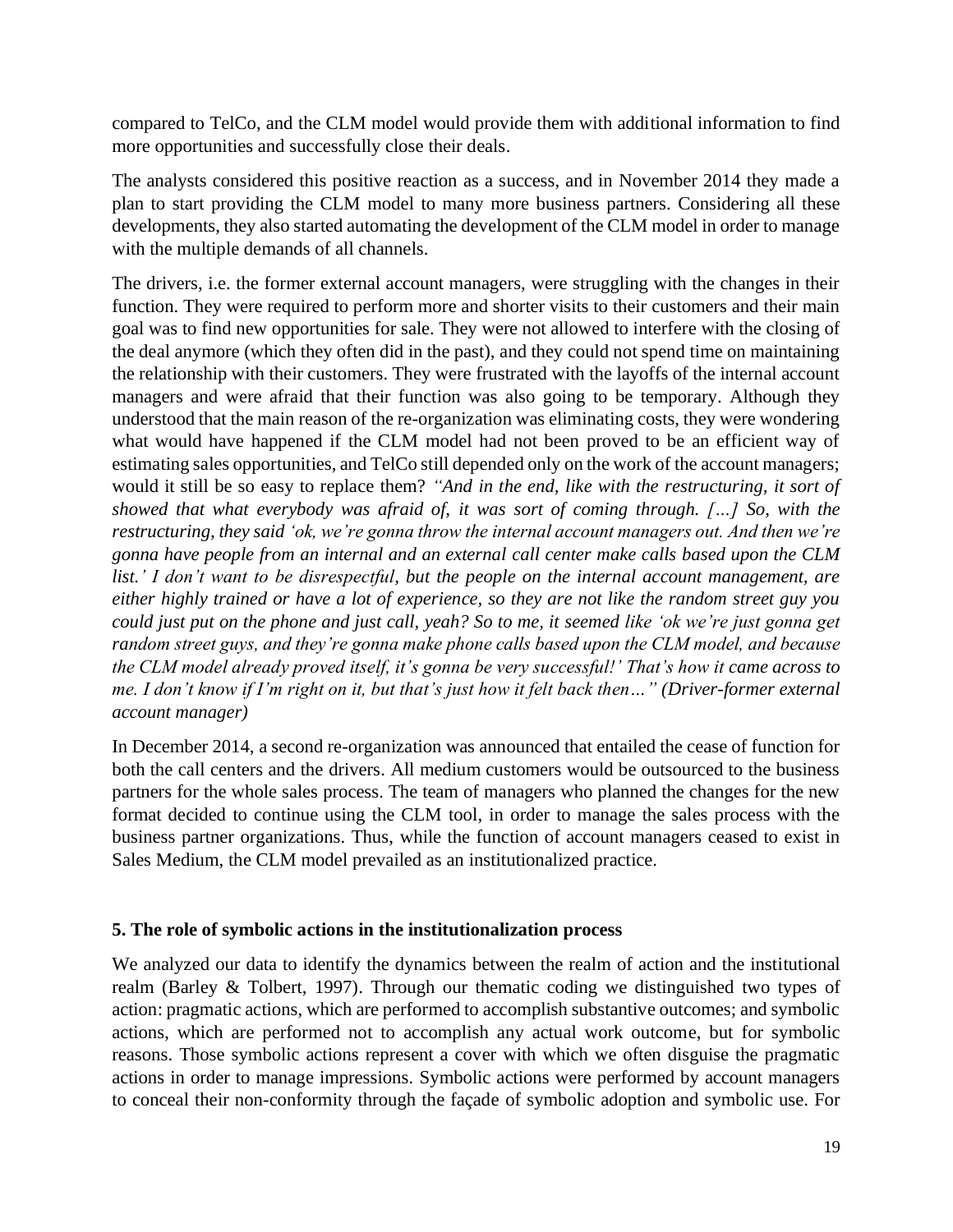compared to TelCo, and the CLM model would provide them with additional information to find more opportunities and successfully close their deals.

The analysts considered this positive reaction as a success, and in November 2014 they made a plan to start providing the CLM model to many more business partners. Considering all these developments, they also started automating the development of the CLM model in order to manage with the multiple demands of all channels.

The drivers, i.e. the former external account managers, were struggling with the changes in their function. They were required to perform more and shorter visits to their customers and their main goal was to find new opportunities for sale. They were not allowed to interfere with the closing of the deal anymore (which they often did in the past), and they could not spend time on maintaining the relationship with their customers. They were frustrated with the layoffs of the internal account managers and were afraid that their function was also going to be temporary. Although they understood that the main reason of the re-organization was eliminating costs, they were wondering what would have happened if the CLM model had not been proved to be an efficient way of estimating sales opportunities, and TelCo still depended only on the work of the account managers; would it still be so easy to replace them? *"And in the end, like with the restructuring, it sort of showed that what everybody was afraid of, it was sort of coming through. […] So, with the restructuring, they said 'ok, we're gonna throw the internal account managers out. And then we're gonna have people from an internal and an external call center make calls based upon the CLM list.' I don't want to be disrespectful, but the people on the internal account management, are either highly trained or have a lot of experience, so they are not like the random street guy you could just put on the phone and just call, yeah? So to me, it seemed like 'ok we're just gonna get random street guys, and they're gonna make phone calls based upon the CLM model, and because the CLM model already proved itself, it's gonna be very successful!' That's how it came across to me. I don't know if I'm right on it, but that's just how it felt back then…" (Driver-former external account manager)*

In December 2014, a second re-organization was announced that entailed the cease of function for both the call centers and the drivers. All medium customers would be outsourced to the business partners for the whole sales process. The team of managers who planned the changes for the new format decided to continue using the CLM tool, in order to manage the sales process with the business partner organizations. Thus, while the function of account managers ceased to exist in Sales Medium, the CLM model prevailed as an institutionalized practice.

## 5. The role of symbolic actions in the institutionalization process

We analyzed our data to identify the dynamics between the realm of action and the institutional realm (Barley & Tolbert, 1997). Through our thematic coding we distinguished two types of action: pragmatic actions, which are performed to accomplish substantive outcomes; and symbolic actions, which are performed not to accomplish any actual work outcome, but for symbolic reasons. Those symbolic actions represent a cover with which we often disguise the pragmatic actions in order to manage impressions. Symbolic actions were performed by account managers to conceal their non-conformity through the façade of symbolic adoption and symbolic use. For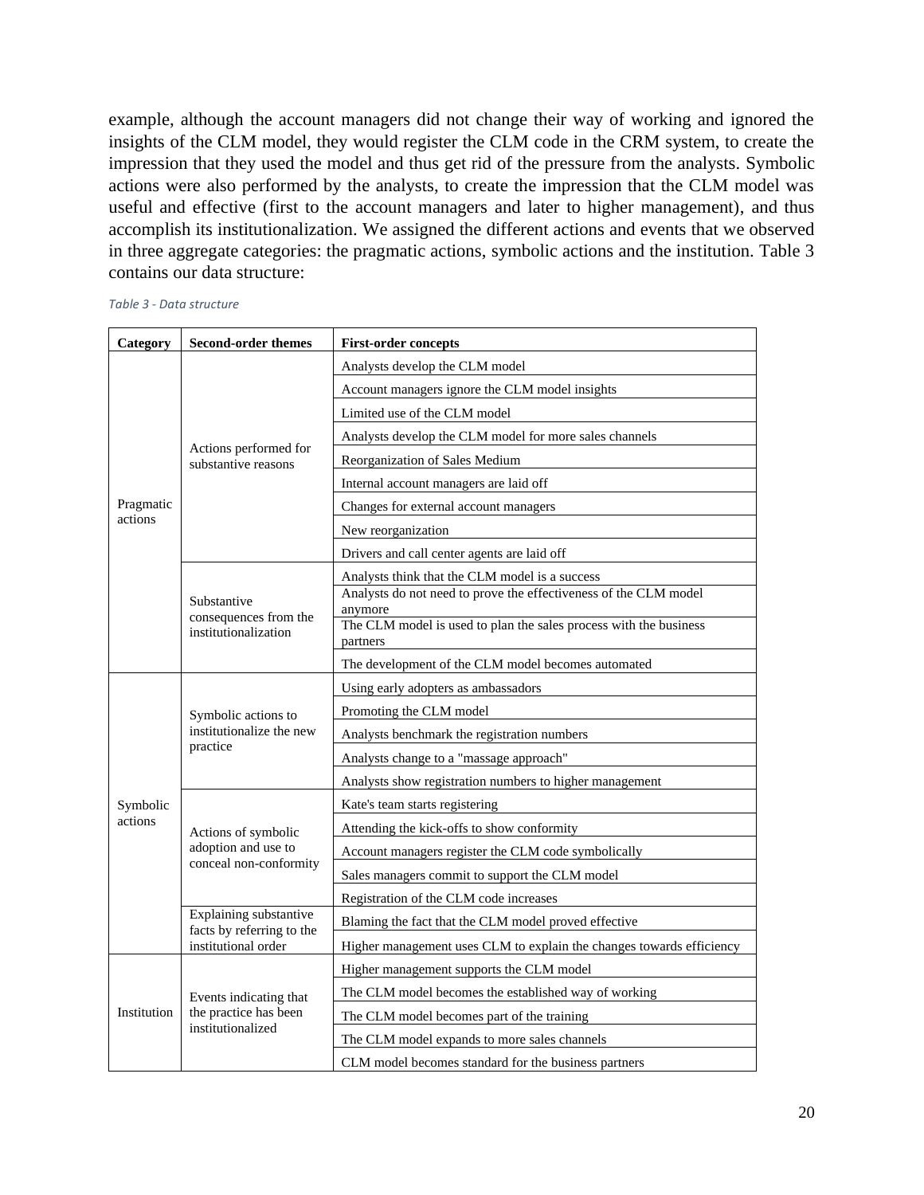example, although the account managers did not change their way of working and ignored the insights of the CLM model, they would register the CLM code in the CRM system, to create the impression that they used the model and thus get rid of the pressure from the analysts. Symbolic actions were also performed by the analysts, to create the impression that the CLM model was useful and effective (first to the account managers and later to higher management), and thus accomplish its institutionalization. We assigned the different actions and events that we observed in three aggregate categories: the pragmatic actions, symbolic actions and the institution. Table 3 contains our data structure:

*Table 3 - Data structure*

| Category | Second-order themes | First-order concepts |
|---|---|---|
| Pragmatic actions | Actions performed for substantive reasons | Analysts develop the CLM model |
| | | Account managers ignore the CLM model insights |
| | | Limited use of the CLM model |
| | | Analysts develop the CLM model for more sales channels |
| | | Reorganization of Sales Medium |
| | | Internal account managers are laid off |
| | | Changes for external account managers |
| | | New reorganization |
| | | Drivers and call center agents are laid off |
| | Substantive consequences from the institutionalization | Analysts think that the CLM model is a success |
| | | Analysts do not need to prove the effectiveness of the CLM model anymore |
| | | The CLM model is used to plan the sales process with the business partners |
| | | The development of the CLM model becomes automated |
| Symbolic actions | Symbolic actions to institutionalize the new practice | Using early adopters as ambassadors |
| | | Promoting the CLM model |
| | | Analysts benchmark the registration numbers |
| | | Analysts change to a "massage approach" |
| | | Analysts show registration numbers to higher management |
| | Actions of symbolic adoption and use to conceal non-conformity | Kate's team starts registering |
| | | Attending the kick-offs to show conformity |
| | | Account managers register the CLM code symbolically |
| | | Sales managers commit to support the CLM model |
| | | Registration of the CLM code increases |
| | Explaining substantive facts by referring to the institutional order | Blaming the fact that the CLM model proved effective |
| | | Higher management uses CLM to explain the changes towards efficiency |
| Institution | Events indicating that the practice has been institutionalized | Higher management supports the CLM model |
| | | The CLM model becomes the established way of working |
| | | The CLM model becomes part of the training |
| | | The CLM model expands to more sales channels |
| | | CLM model becomes standard for the business partners |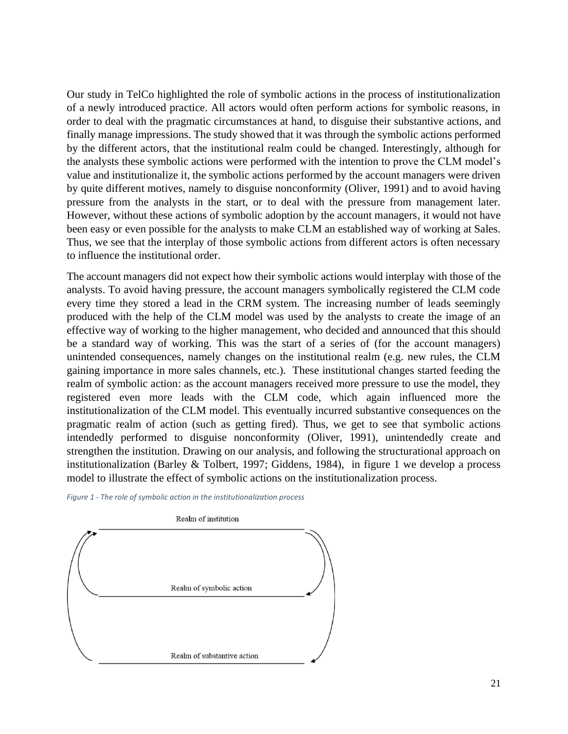Our study in TelCo highlighted the role of symbolic actions in the process of institutionalization of a newly introduced practice. All actors would often perform actions for symbolic reasons, in order to deal with the pragmatic circumstances at hand, to disguise their substantive actions, and finally manage impressions. The study showed that it was through the symbolic actions performed by the different actors, that the institutional realm could be changed. Interestingly, although for the analysts these symbolic actions were performed with the intention to prove the CLM model's value and institutionalize it, the symbolic actions performed by the account managers were driven by quite different motives, namely to disguise nonconformity (Oliver, 1991) and to avoid having pressure from the analysts in the start, or to deal with the pressure from management later. However, without these actions of symbolic adoption by the account managers, it would not have been easy or even possible for the analysts to make CLM an established way of working at Sales. Thus, we see that the interplay of those symbolic actions from different actors is often necessary to influence the institutional order.

The account managers did not expect how their symbolic actions would interplay with those of the analysts. To avoid having pressure, the account managers symbolically registered the CLM code every time they stored a lead in the CRM system. The increasing number of leads seemingly produced with the help of the CLM model was used by the analysts to create the image of an effective way of working to the higher management, who decided and announced that this should be a standard way of working. This was the start of a series of (for the account managers) unintended consequences, namely changes on the institutional realm (e.g. new rules, the CLM gaining importance in more sales channels, etc.). These institutional changes started feeding the realm of symbolic action: as the account managers received more pressure to use the model, they registered even more leads with the CLM code, which again influenced more the institutionalization of the CLM model. This eventually incurred substantive consequences on the pragmatic realm of action (such as getting fired). Thus, we get to see that symbolic actions intendedly performed to disguise nonconformity (Oliver, 1991), unintendedly create and strengthen the institution. Drawing on our analysis, and following the structurational approach on institutionalization (Barley & Tolbert, 1997; Giddens, 1984), in figure 1 we develop a process model to illustrate the effect of symbolic actions on the institutionalization process.

*Figure 1 - The role of symbolic action in the institutionalization process*

Realm of institution

Realm of symbolic action

Realm of substantive action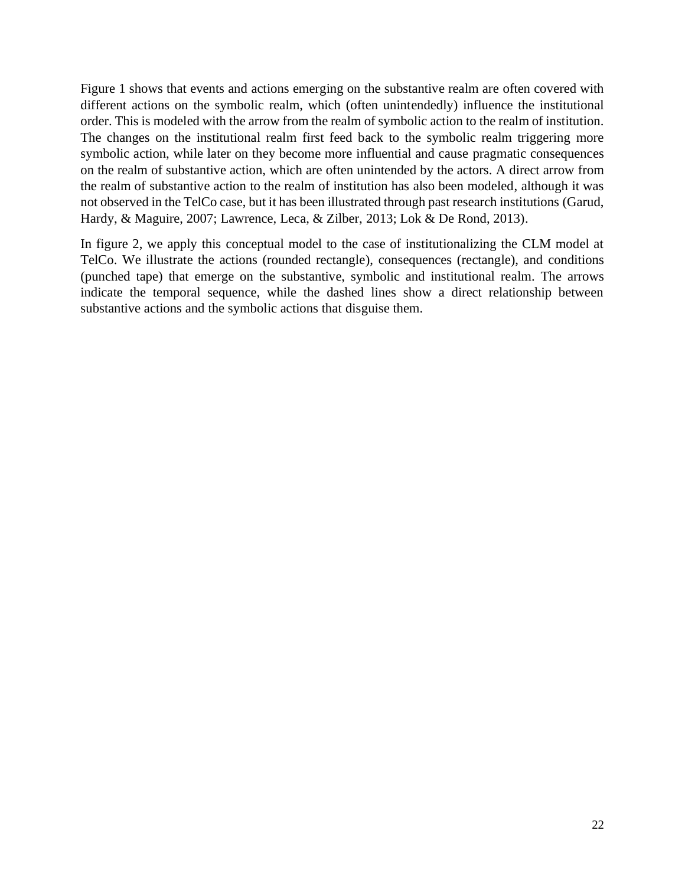Figure 1 shows that events and actions emerging on the substantive realm are often covered with different actions on the symbolic realm, which (often unintendedly) influence the institutional order. This is modeled with the arrow from the realm of symbolic action to the realm of institution. The changes on the institutional realm first feed back to the symbolic realm triggering more symbolic action, while later on they become more influential and cause pragmatic consequences on the realm of substantive action, which are often unintended by the actors. A direct arrow from the realm of substantive action to the realm of institution has also been modeled, although it was not observed in the TelCo case, but it has been illustrated through past research institutions (Garud, Hardy, & Maguire, 2007; Lawrence, Leca, & Zilber, 2013; Lok & De Rond, 2013).

In figure 2, we apply this conceptual model to the case of institutionalizing the CLM model at TelCo. We illustrate the actions (rounded rectangle), consequences (rectangle), and conditions (punched tape) that emerge on the substantive, symbolic and institutional realm. The arrows indicate the temporal sequence, while the dashed lines show a direct relationship between substantive actions and the symbolic actions that disguise them.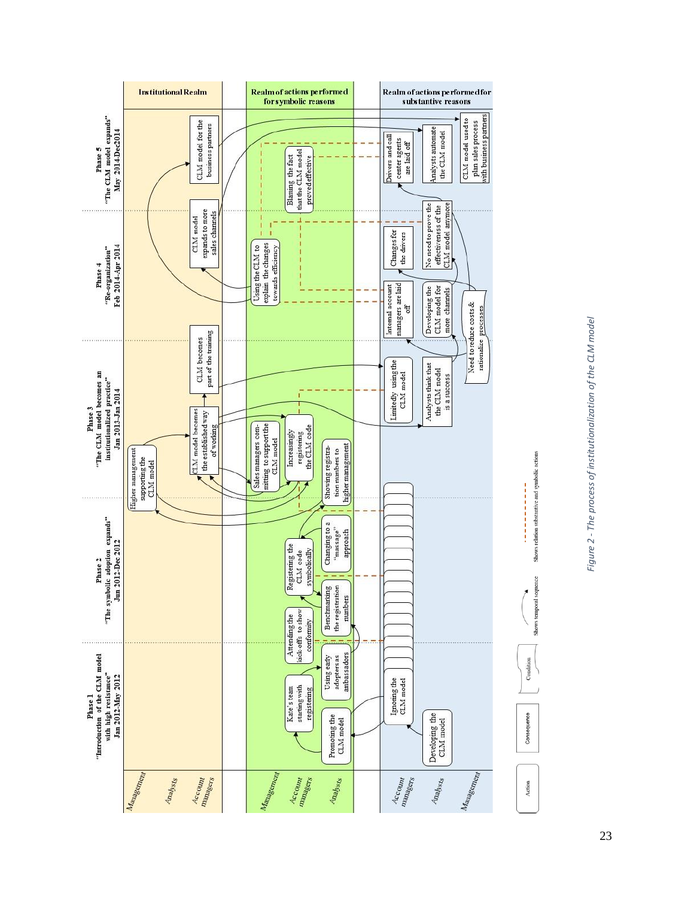**Phase 1** "Introduction of the CLM model with high resistance" Jan 2012-May 2012

**Phase 2** "The symbolic adoption expands" Jun 2012-Dec 2012

**Phase 3** "The CLM model becomes an institutionalized practice" Jan 2013-Jan 2014

**Phase 4** "Re-organization" Feb 2014-Apr 2014

**Phase 5** "The CLM model expands" May 2014-Dec2014

**Institutional Realm** (Management, Analysts, Account managers)

- Higher management supporting the CLM model
- CLM model becomes the established way of working
- CLM becomes part of the training
- CLM model expands to more sales channels
- CLM model for the business partners

**Realm of actions performed for symbolic reasons** (Management, Account managers, Analysts)

- Promoting the CLM model
- Kate's team starting with registering
- Using early adopters as ambassadors
- Attending the kick-offs to show conformity
- Benchmarking the registration numbers
- Registering the CLM code symbolically
- Changing to a "massage" approach
- Showing registration numbers to higher management
- Sales managers committing to support the CLM model
- Increasingly registering the CLM code
- Using the CLM to explain the changes towards efficiency
- Blaming the fact that the CLM model proved effective

**Realm of actions performed for substantive reasons** (Account managers, Analysts, Management)

- Developing the CLM model
- Ignoring the CLM model
- Limitedly using the CLM model
- Analysts think that the CLM model is a success
- Need to reduce costs & rationalize processes
- Internal account managers are laid off
- Developing the CLM model for more channels
- Changes for the drivers
- No need to prove the effectiveness of the CLM model anymore
- Drivers and call center agents are laid off
- Analysts automate the CLM model
- CLM model used to plan sales process with business partners

Legend: Action; Consequence; Condition; Shows temporal sequence; Shows relation substantive and symbolic actions

*Figure 2 - The process of institutionalization of the CLM model*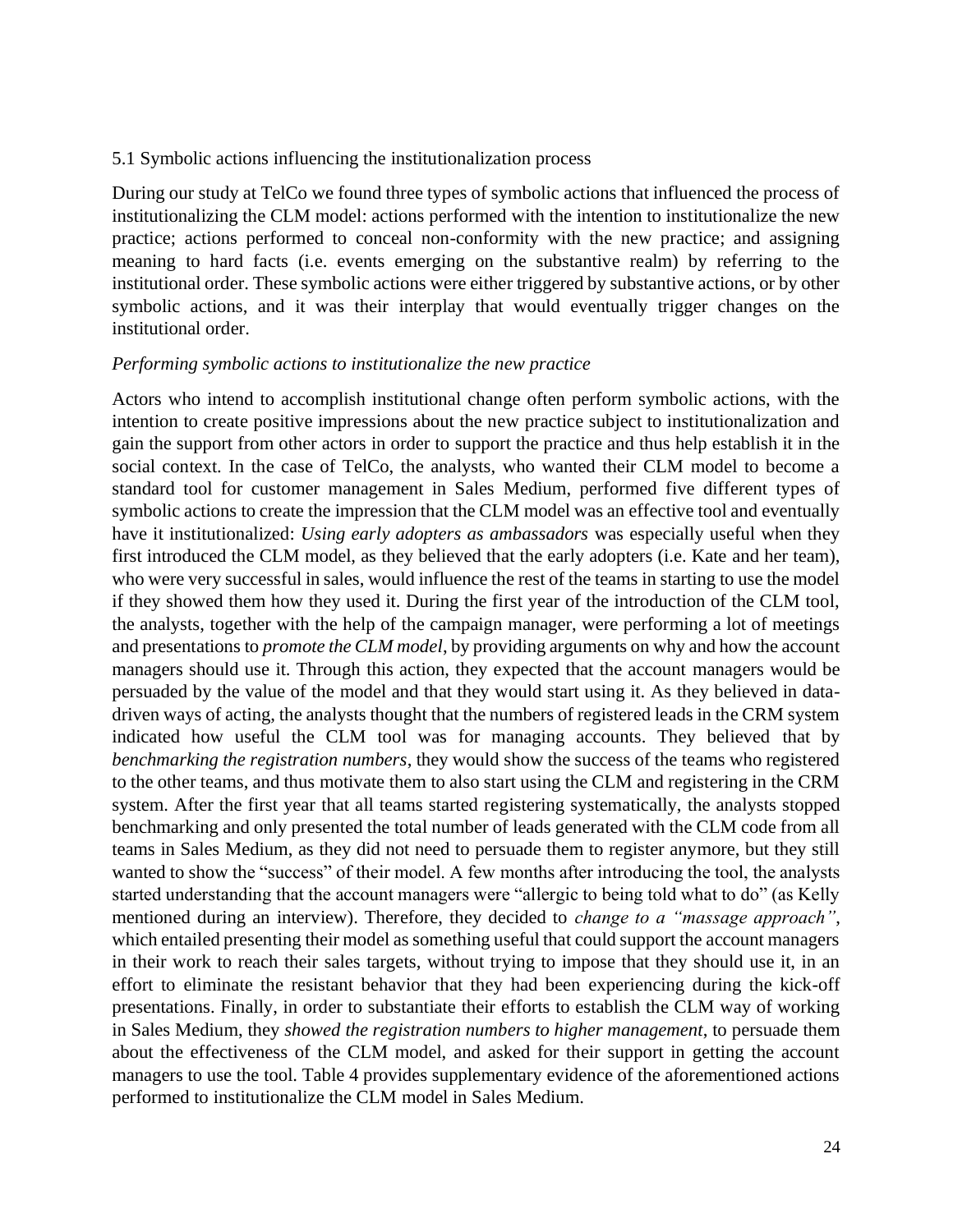### 5.1 Symbolic actions influencing the institutionalization process

During our study at TelCo we found three types of symbolic actions that influenced the process of institutionalizing the CLM model: actions performed with the intention to institutionalize the new practice; actions performed to conceal non-conformity with the new practice; and assigning meaning to hard facts (i.e. events emerging on the substantive realm) by referring to the institutional order. These symbolic actions were either triggered by substantive actions, or by other symbolic actions, and it was their interplay that would eventually trigger changes on the institutional order.

*Performing symbolic actions to institutionalize the new practice*

Actors who intend to accomplish institutional change often perform symbolic actions, with the intention to create positive impressions about the new practice subject to institutionalization and gain the support from other actors in order to support the practice and thus help establish it in the social context. In the case of TelCo, the analysts, who wanted their CLM model to become a standard tool for customer management in Sales Medium, performed five different types of symbolic actions to create the impression that the CLM model was an effective tool and eventually have it institutionalized: *Using early adopters as ambassadors* was especially useful when they first introduced the CLM model, as they believed that the early adopters (i.e. Kate and her team), who were very successful in sales, would influence the rest of the teams in starting to use the model if they showed them how they used it. During the first year of the introduction of the CLM tool, the analysts, together with the help of the campaign manager, were performing a lot of meetings and presentations to *promote the CLM model*, by providing arguments on why and how the account managers should use it. Through this action, they expected that the account managers would be persuaded by the value of the model and that they would start using it. As they believed in data-driven ways of acting, the analysts thought that the numbers of registered leads in the CRM system indicated how useful the CLM tool was for managing accounts. They believed that by *benchmarking the registration numbers*, they would show the success of the teams who registered to the other teams, and thus motivate them to also start using the CLM and registering in the CRM system. After the first year that all teams started registering systematically, the analysts stopped benchmarking and only presented the total number of leads generated with the CLM code from all teams in Sales Medium, as they did not need to persuade them to register anymore, but they still wanted to show the "success" of their model. A few months after introducing the tool, the analysts started understanding that the account managers were "allergic to being told what to do" (as Kelly mentioned during an interview). Therefore, they decided to *change to a "massage approach"*, which entailed presenting their model as something useful that could support the account managers in their work to reach their sales targets, without trying to impose that they should use it, in an effort to eliminate the resistant behavior that they had been experiencing during the kick-off presentations. Finally, in order to substantiate their efforts to establish the CLM way of working in Sales Medium, they *showed the registration numbers to higher management*, to persuade them about the effectiveness of the CLM model, and asked for their support in getting the account managers to use the tool. Table 4 provides supplementary evidence of the aforementioned actions performed to institutionalize the CLM model in Sales Medium.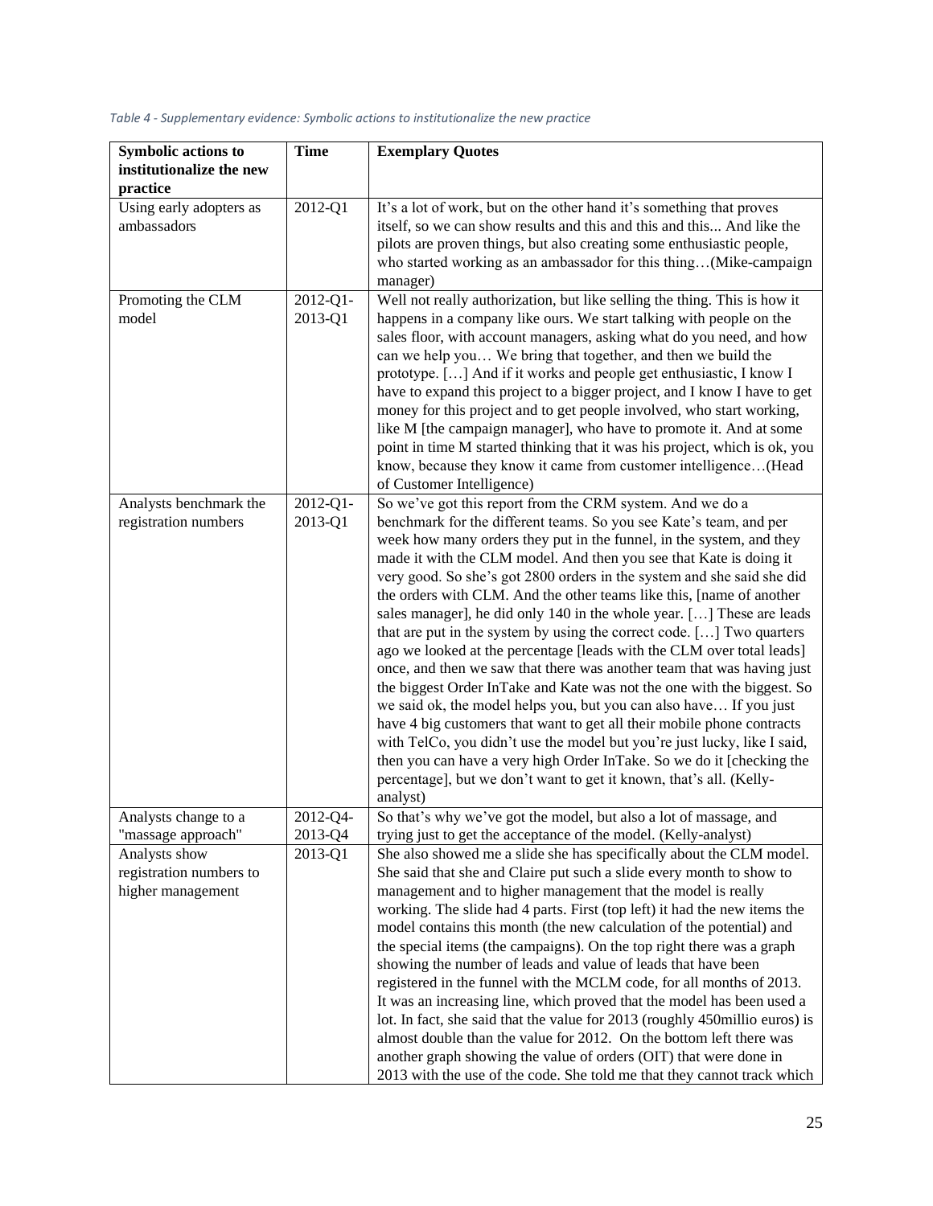*Table 4 - Supplementary evidence: Symbolic actions to institutionalize the new practice*

| Symbolic actions to institutionalize the new practice | Time | Exemplary Quotes |
|---|---|---|
| Using early adopters as ambassadors | 2012-Q1 | It's a lot of work, but on the other hand it's something that proves itself, so we can show results and this and this and this... And like the pilots are proven things, but also creating some enthusiastic people, who started working as an ambassador for this thing…(Mike-campaign manager) |
| Promoting the CLM model | 2012-Q1-2013-Q1 | Well not really authorization, but like selling the thing. This is how it happens in a company like ours. We start talking with people on the sales floor, with account managers, asking what do you need, and how can we help you… We bring that together, and then we build the prototype. […] And if it works and people get enthusiastic, I know I have to expand this project to a bigger project, and I know I have to get money for this project and to get people involved, who start working, like M [the campaign manager], who have to promote it. And at some point in time M started thinking that it was his project, which is ok, you know, because they know it came from customer intelligence…(Head of Customer Intelligence) |
| Analysts benchmark the registration numbers | 2012-Q1-2013-Q1 | So we've got this report from the CRM system. And we do a benchmark for the different teams. So you see Kate's team, and per week how many orders they put in the funnel, in the system, and they made it with the CLM model. And then you see that Kate is doing it very good. So she's got 2800 orders in the system and she said she did the orders with CLM. And the other teams like this, [name of another sales manager], he did only 140 in the whole year. […] These are leads that are put in the system by using the correct code. […] Two quarters ago we looked at the percentage [leads with the CLM over total leads] once, and then we saw that there was another team that was having just the biggest Order InTake and Kate was not the one with the biggest. So we said ok, the model helps you, but you can also have… If you just have 4 big customers that want to get all their mobile phone contracts with TelCo, you didn't use the model but you're just lucky, like I said, then you can have a very high Order InTake. So we do it [checking the percentage], but we don't want to get it known, that's all. (Kelly-analyst) |
| Analysts change to a "massage approach" | 2012-Q4-2013-Q4 | So that's why we've got the model, but also a lot of massage, and trying just to get the acceptance of the model. (Kelly-analyst) |
| Analysts show registration numbers to higher management | 2013-Q1 | She also showed me a slide she has specifically about the CLM model. She said that she and Claire put such a slide every month to show to management and to higher management that the model is really working. The slide had 4 parts. First (top left) it had the new items the model contains this month (the new calculation of the potential) and the special items (the campaigns). On the top right there was a graph showing the number of leads and value of leads that have been registered in the funnel with the MCLM code, for all months of 2013. It was an increasing line, which proved that the model has been used a lot. In fact, she said that the value for 2013 (roughly 450millio euros) is almost double than the value for 2012. On the bottom left there was another graph showing the value of orders (OIT) that were done in 2013 with the use of the code. She told me that they cannot track which |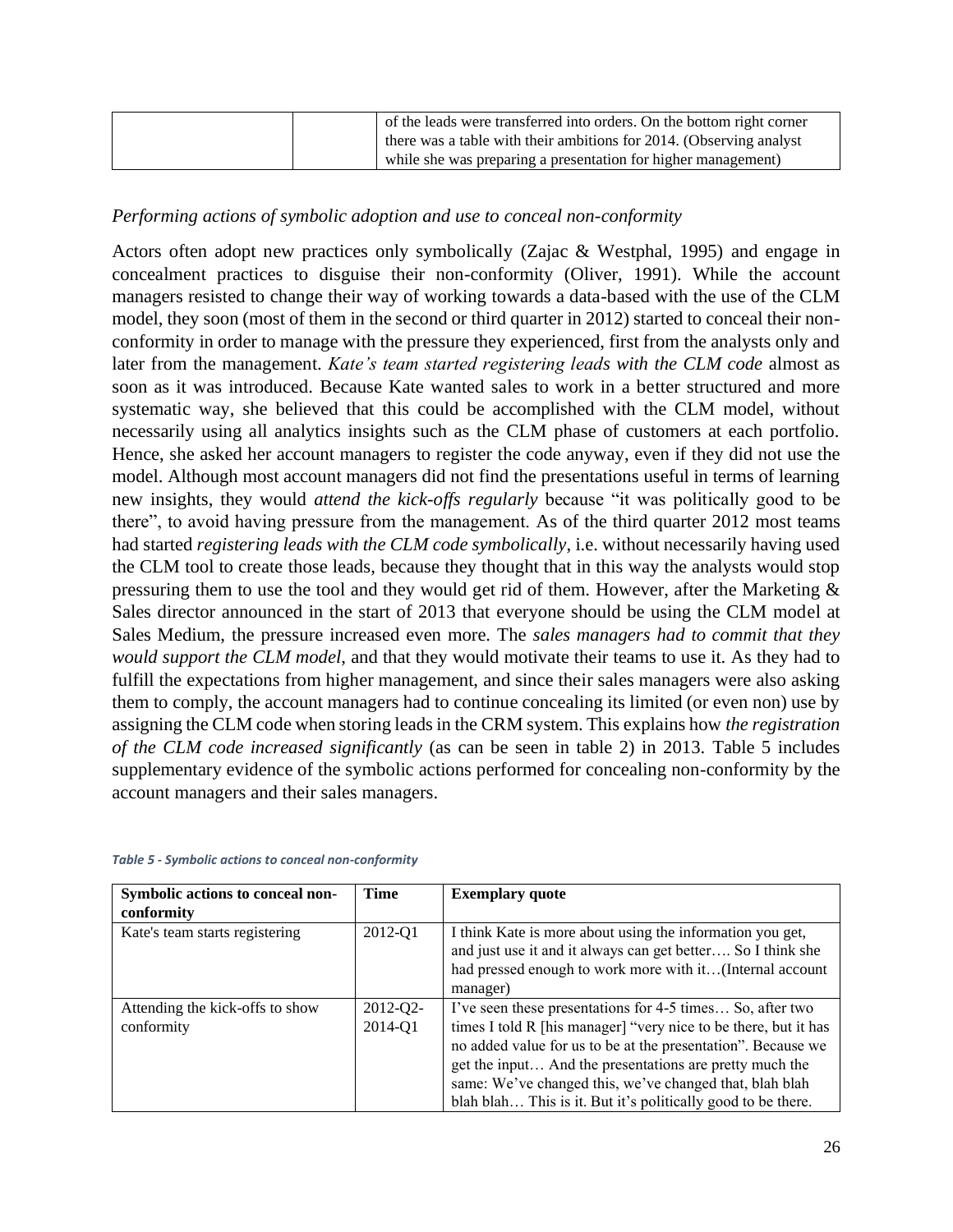| | | of the leads were transferred into orders. On the bottom right corner there was a table with their ambitions for 2014. (Observing analyst while she was preparing a presentation for higher management) |
|---|---|---|

*Performing actions of symbolic adoption and use to conceal non-conformity*

Actors often adopt new practices only symbolically (Zajac & Westphal, 1995) and engage in concealment practices to disguise their non-conformity (Oliver, 1991). While the account managers resisted to change their way of working towards a data-based with the use of the CLM model, they soon (most of them in the second or third quarter in 2012) started to conceal their non-conformity in order to manage with the pressure they experienced, first from the analysts only and later from the management. *Kate's team started registering leads with the CLM code* almost as soon as it was introduced. Because Kate wanted sales to work in a better structured and more systematic way, she believed that this could be accomplished with the CLM model, without necessarily using all analytics insights such as the CLM phase of customers at each portfolio. Hence, she asked her account managers to register the code anyway, even if they did not use the model. Although most account managers did not find the presentations useful in terms of learning new insights, they would *attend the kick-offs regularly* because "it was politically good to be there", to avoid having pressure from the management. As of the third quarter 2012 most teams had started *registering leads with the CLM code symbolically*, i.e. without necessarily having used the CLM tool to create those leads, because they thought that in this way the analysts would stop pressuring them to use the tool and they would get rid of them. However, after the Marketing & Sales director announced in the start of 2013 that everyone should be using the CLM model at Sales Medium, the pressure increased even more. The *sales managers had to commit that they would support the CLM model*, and that they would motivate their teams to use it. As they had to fulfill the expectations from higher management, and since their sales managers were also asking them to comply, the account managers had to continue concealing its limited (or even non) use by assigning the CLM code when storing leads in the CRM system. This explains how *the registration of the CLM code increased significantly* (as can be seen in table 2) in 2013. Table 5 includes supplementary evidence of the symbolic actions performed for concealing non-conformity by the account managers and their sales managers.

*Table 5 - Symbolic actions to conceal non-conformity*

| Symbolic actions to conceal non-conformity | Time | Exemplary quote |
|---|---|---|
| Kate's team starts registering | 2012-Q1 | I think Kate is more about using the information you get, and just use it and it always can get better…. So I think she had pressed enough to work more with it…(Internal account manager) |
| Attending the kick-offs to show conformity | 2012-Q2-2014-Q1 | I've seen these presentations for 4-5 times… So, after two times I told R [his manager] "very nice to be there, but it has no added value for us to be at the presentation". Because we get the input… And the presentations are pretty much the same: We've changed this, we've changed that, blah blah blah blah… This is it. But it's politically good to be there. |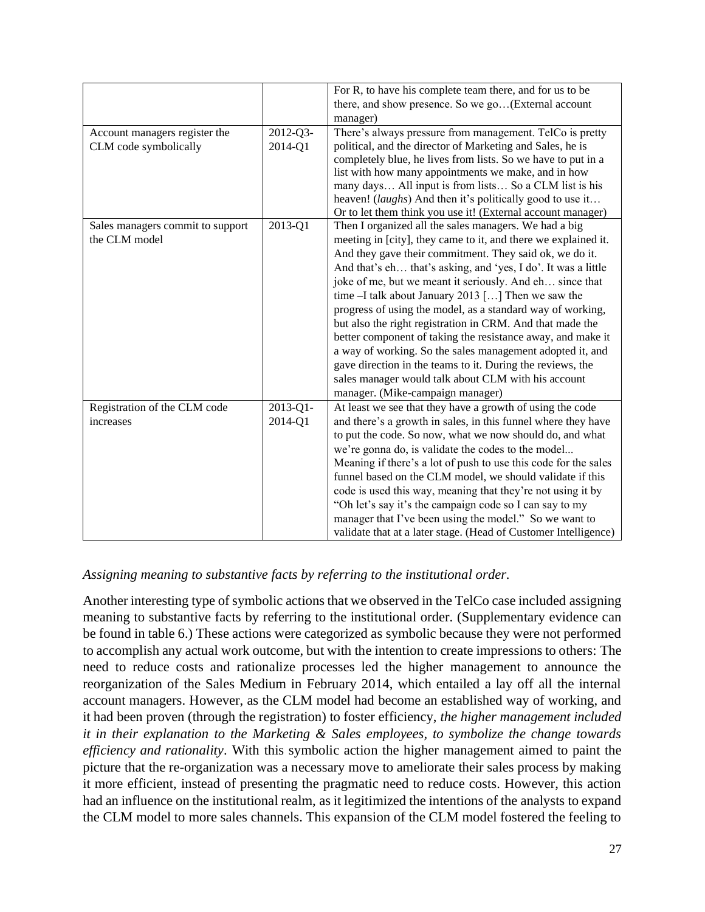| | | For R, to have his complete team there, and for us to be there, and show presence. So we go…(External account manager) |
|---|---|---|
| Account managers register the CLM code symbolically | 2012-Q3-2014-Q1 | There's always pressure from management. TelCo is pretty political, and the director of Marketing and Sales, he is completely blue, he lives from lists. So we have to put in a list with how many appointments we make, and in how many days… All input is from lists… So a CLM list is his heaven! (*laughs*) And then it's politically good to use it… Or to let them think you use it! (External account manager) |
| Sales managers commit to support the CLM model | 2013-Q1 | Then I organized all the sales managers. We had a big meeting in [city], they came to it, and there we explained it. And they gave their commitment. They said ok, we do it. And that's eh… that's asking, and 'yes, I do'. It was a little joke of me, but we meant it seriously. And eh… since that time –I talk about January 2013 […] Then we saw the progress of using the model, as a standard way of working, but also the right registration in CRM. And that made the better component of taking the resistance away, and make it a way of working. So the sales management adopted it, and gave direction in the teams to it. During the reviews, the sales manager would talk about CLM with his account manager. (Mike-campaign manager) |
| Registration of the CLM code increases | 2013-Q1-2014-Q1 | At least we see that they have a growth of using the code and there's a growth in sales, in this funnel where they have to put the code. So now, what we now should do, and what we're gonna do, is validate the codes to the model... Meaning if there's a lot of push to use this code for the sales funnel based on the CLM model, we should validate if this code is used this way, meaning that they're not using it by "Oh let's say it's the campaign code so I can say to my manager that I've been using the model." So we want to validate that at a later stage. (Head of Customer Intelligence) |

*Assigning meaning to substantive facts by referring to the institutional order.*

Another interesting type of symbolic actions that we observed in the TelCo case included assigning meaning to substantive facts by referring to the institutional order. (Supplementary evidence can be found in table 6.) These actions were categorized as symbolic because they were not performed to accomplish any actual work outcome, but with the intention to create impressions to others: The need to reduce costs and rationalize processes led the higher management to announce the reorganization of the Sales Medium in February 2014, which entailed a lay off all the internal account managers. However, as the CLM model had become an established way of working, and it had been proven (through the registration) to foster efficiency, *the higher management included it in their explanation to the Marketing & Sales employees, to symbolize the change towards efficiency and rationality*. With this symbolic action the higher management aimed to paint the picture that the re-organization was a necessary move to ameliorate their sales process by making it more efficient, instead of presenting the pragmatic need to reduce costs. However, this action had an influence on the institutional realm, as it legitimized the intentions of the analysts to expand the CLM model to more sales channels. This expansion of the CLM model fostered the feeling to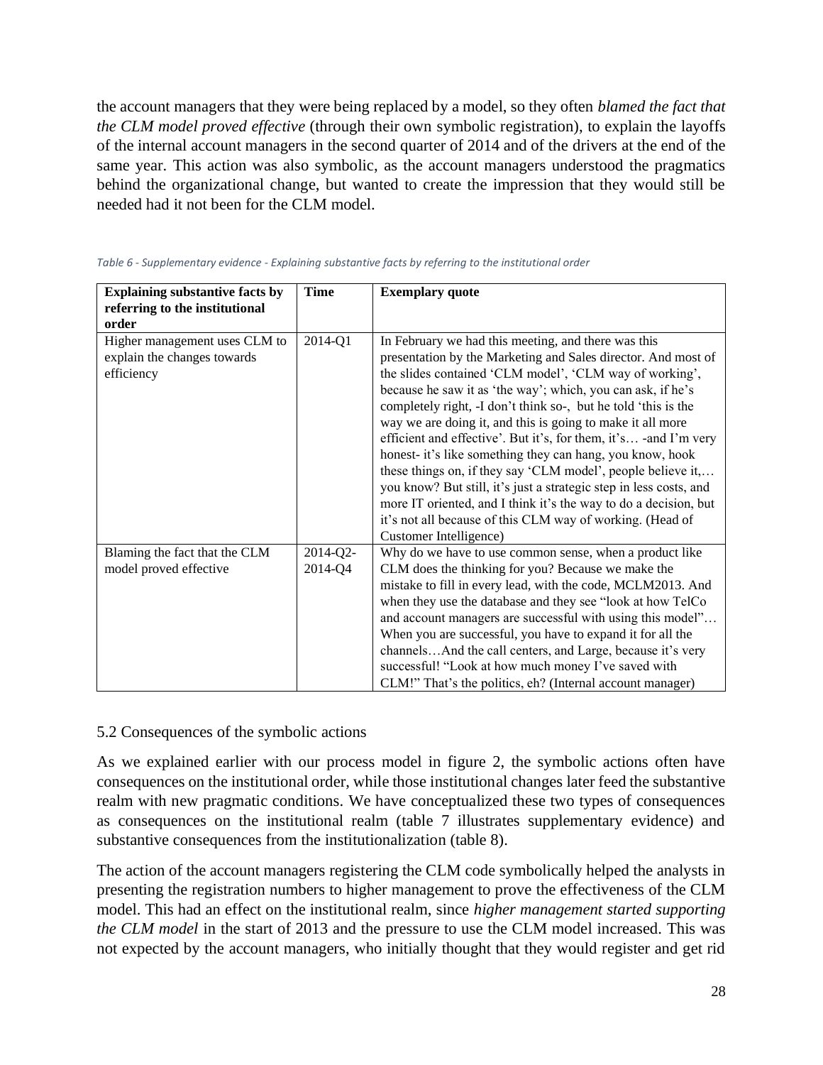the account managers that they were being replaced by a model, so they often *blamed the fact that the CLM model proved effective* (through their own symbolic registration), to explain the layoffs of the internal account managers in the second quarter of 2014 and of the drivers at the end of the same year. This action was also symbolic, as the account managers understood the pragmatics behind the organizational change, but wanted to create the impression that they would still be needed had it not been for the CLM model.

*Table 6 - Supplementary evidence - Explaining substantive facts by referring to the institutional order*

| **Explaining substantive facts by referring to the institutional order** | **Time** | **Exemplary quote** |
| --- | --- | --- |
| Higher management uses CLM to explain the changes towards efficiency | 2014-Q1 | In February we had this meeting, and there was this presentation by the Marketing and Sales director. And most of the slides contained 'CLM model', 'CLM way of working', because he saw it as 'the way'; which, you can ask, if he's completely right, -I don't think so-, but he told 'this is the way we are doing it, and this is going to make it all more efficient and effective'. But it's, for them, it's… -and I'm very honest- it's like something they can hang, you know, hook these things on, if they say 'CLM model', people believe it,… you know? But still, it's just a strategic step in less costs, and more IT oriented, and I think it's the way to do a decision, but it's not all because of this CLM way of working. (Head of Customer Intelligence) |
| Blaming the fact that the CLM model proved effective | 2014-Q2-2014-Q4 | Why do we have to use common sense, when a product like CLM does the thinking for you? Because we make the mistake to fill in every lead, with the code, MCLM2013. And when they use the database and they see "look at how TelCo and account managers are successful with using this model"… When you are successful, you have to expand it for all the channels…And the call centers, and Large, because it's very successful! "Look at how much money I've saved with CLM!" That's the politics, eh? (Internal account manager) |

## 5.2 Consequences of the symbolic actions

As we explained earlier with our process model in figure 2, the symbolic actions often have consequences on the institutional order, while those institutional changes later feed the substantive realm with new pragmatic conditions. We have conceptualized these two types of consequences as consequences on the institutional realm (table 7 illustrates supplementary evidence) and substantive consequences from the institutionalization (table 8).

The action of the account managers registering the CLM code symbolically helped the analysts in presenting the registration numbers to higher management to prove the effectiveness of the CLM model. This had an effect on the institutional realm, since *higher management started supporting the CLM model* in the start of 2013 and the pressure to use the CLM model increased. This was not expected by the account managers, who initially thought that they would register and get rid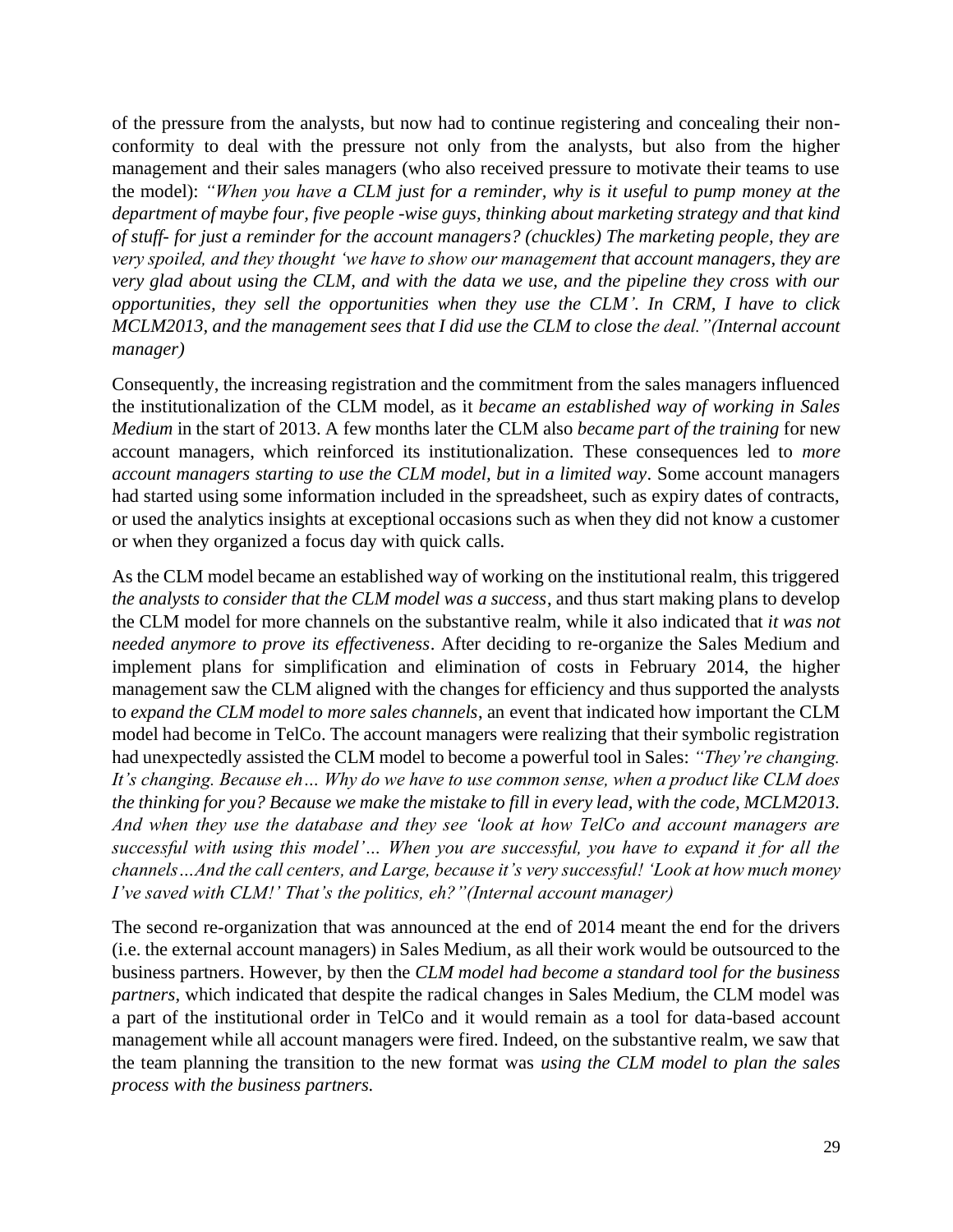of the pressure from the analysts, but now had to continue registering and concealing their non-conformity to deal with the pressure not only from the analysts, but also from the higher management and their sales managers (who also received pressure to motivate their teams to use the model): *"When you have a CLM just for a reminder, why is it useful to pump money at the department of maybe four, five people -wise guys, thinking about marketing strategy and that kind of stuff- for just a reminder for the account managers? (chuckles) The marketing people, they are very spoiled, and they thought 'we have to show our management that account managers, they are very glad about using the CLM, and with the data we use, and the pipeline they cross with our opportunities, they sell the opportunities when they use the CLM'. In CRM, I have to click MCLM2013, and the management sees that I did use the CLM to close the deal."(Internal account manager)*

Consequently, the increasing registration and the commitment from the sales managers influenced the institutionalization of the CLM model, as it *became an established way of working in Sales Medium* in the start of 2013. A few months later the CLM also *became part of the training* for new account managers, which reinforced its institutionalization. These consequences led to *more account managers starting to use the CLM model, but in a limited way*. Some account managers had started using some information included in the spreadsheet, such as expiry dates of contracts, or used the analytics insights at exceptional occasions such as when they did not know a customer or when they organized a focus day with quick calls.

As the CLM model became an established way of working on the institutional realm, this triggered *the analysts to consider that the CLM model was a success*, and thus start making plans to develop the CLM model for more channels on the substantive realm, while it also indicated that *it was not needed anymore to prove its effectiveness*. After deciding to re-organize the Sales Medium and implement plans for simplification and elimination of costs in February 2014, the higher management saw the CLM aligned with the changes for efficiency and thus supported the analysts to *expand the CLM model to more sales channels*, an event that indicated how important the CLM model had become in TelCo. The account managers were realizing that their symbolic registration had unexpectedly assisted the CLM model to become a powerful tool in Sales: *"They're changing. It's changing. Because eh… Why do we have to use common sense, when a product like CLM does the thinking for you? Because we make the mistake to fill in every lead, with the code, MCLM2013. And when they use the database and they see 'look at how TelCo and account managers are successful with using this model'… When you are successful, you have to expand it for all the channels…And the call centers, and Large, because it's very successful! 'Look at how much money I've saved with CLM!' That's the politics, eh?"(Internal account manager)*

The second re-organization that was announced at the end of 2014 meant the end for the drivers (i.e. the external account managers) in Sales Medium, as all their work would be outsourced to the business partners. However, by then the *CLM model had become a standard tool for the business partners*, which indicated that despite the radical changes in Sales Medium, the CLM model was a part of the institutional order in TelCo and it would remain as a tool for data-based account management while all account managers were fired. Indeed, on the substantive realm, we saw that the team planning the transition to the new format was *using the CLM model to plan the sales process with the business partners.*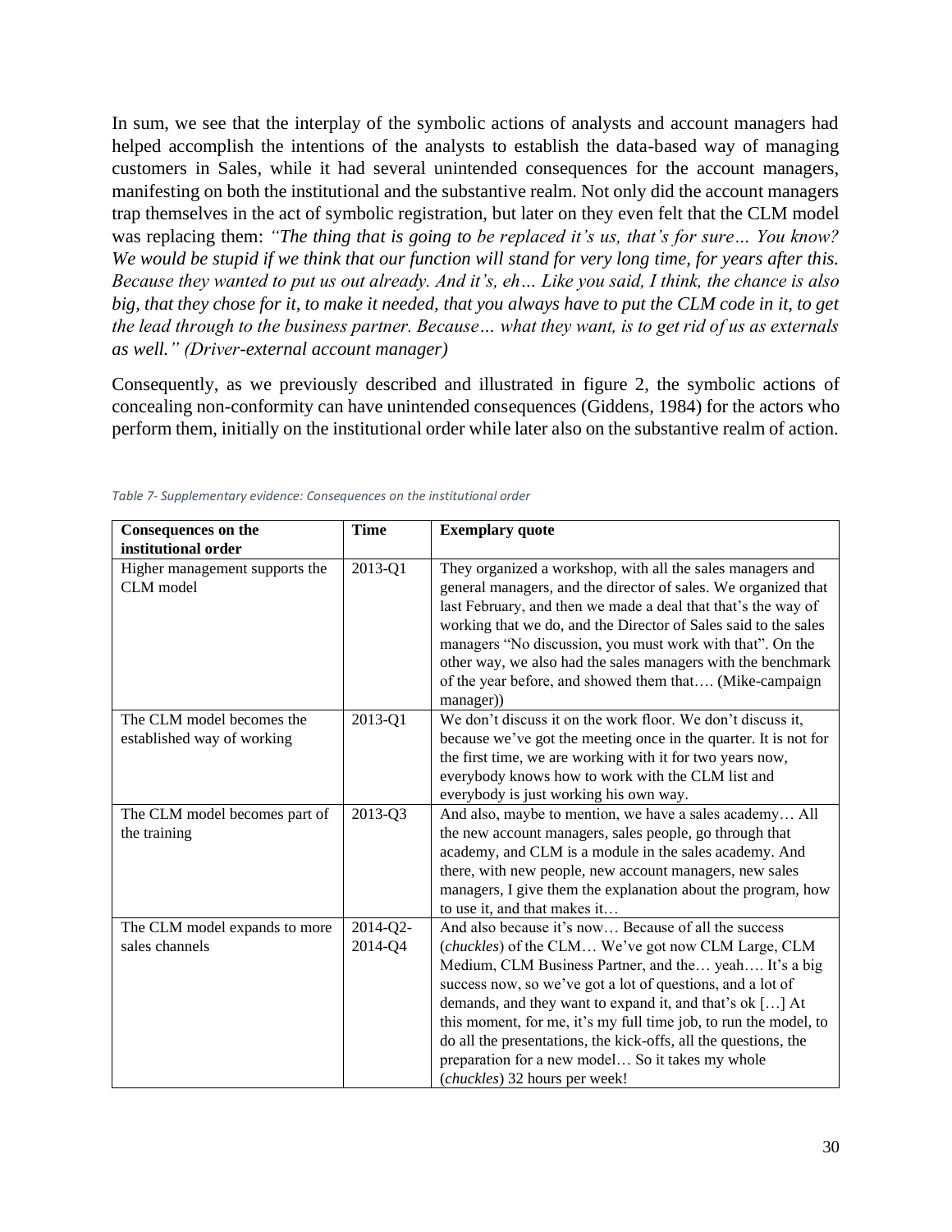In sum, we see that the interplay of the symbolic actions of analysts and account managers had helped accomplish the intentions of the analysts to establish the data-based way of managing customers in Sales, while it had several unintended consequences for the account managers, manifesting on both the institutional and the substantive realm. Not only did the account managers trap themselves in the act of symbolic registration, but later on they even felt that the CLM model was replacing them: *"The thing that is going to be replaced it's us, that's for sure… You know? We would be stupid if we think that our function will stand for very long time, for years after this. Because they wanted to put us out already. And it's, eh… Like you said, I think, the chance is also big, that they chose for it, to make it needed, that you always have to put the CLM code in it, to get the lead through to the business partner. Because… what they want, is to get rid of us as externals as well." (Driver-external account manager)*

Consequently, as we previously described and illustrated in figure 2, the symbolic actions of concealing non-conformity can have unintended consequences (Giddens, 1984) for the actors who perform them, initially on the institutional order while later also on the substantive realm of action.

*Table 7- Supplementary evidence: Consequences on the institutional order*

| **Consequences on the institutional order** | **Time** | **Exemplary quote** |
|---|---|---|
| Higher management supports the CLM model | 2013-Q1 | They organized a workshop, with all the sales managers and general managers, and the director of sales. We organized that last February, and then we made a deal that that's the way of working that we do, and the Director of Sales said to the sales managers "No discussion, you must work with that". On the other way, we also had the sales managers with the benchmark of the year before, and showed them that…. (Mike-campaign manager)) |
| The CLM model becomes the established way of working | 2013-Q1 | We don't discuss it on the work floor. We don't discuss it, because we've got the meeting once in the quarter. It is not for the first time, we are working with it for two years now, everybody knows how to work with the CLM list and everybody is just working his own way. |
| The CLM model becomes part of the training | 2013-Q3 | And also, maybe to mention, we have a sales academy… All the new account managers, sales people, go through that academy, and CLM is a module in the sales academy. And there, with new people, new account managers, new sales managers, I give them the explanation about the program, how to use it, and that makes it… |
| The CLM model expands to more sales channels | 2014-Q2-2014-Q4 | And also because it's now… Because of all the success (*chuckles*) of the CLM… We've got now CLM Large, CLM Medium, CLM Business Partner, and the… yeah…. It's a big success now, so we've got a lot of questions, and a lot of demands, and they want to expand it, and that's ok […] At this moment, for me, it's my full time job, to run the model, to do all the presentations, the kick-offs, all the questions, the preparation for a new model… So it takes my whole (*chuckles*) 32 hours per week! |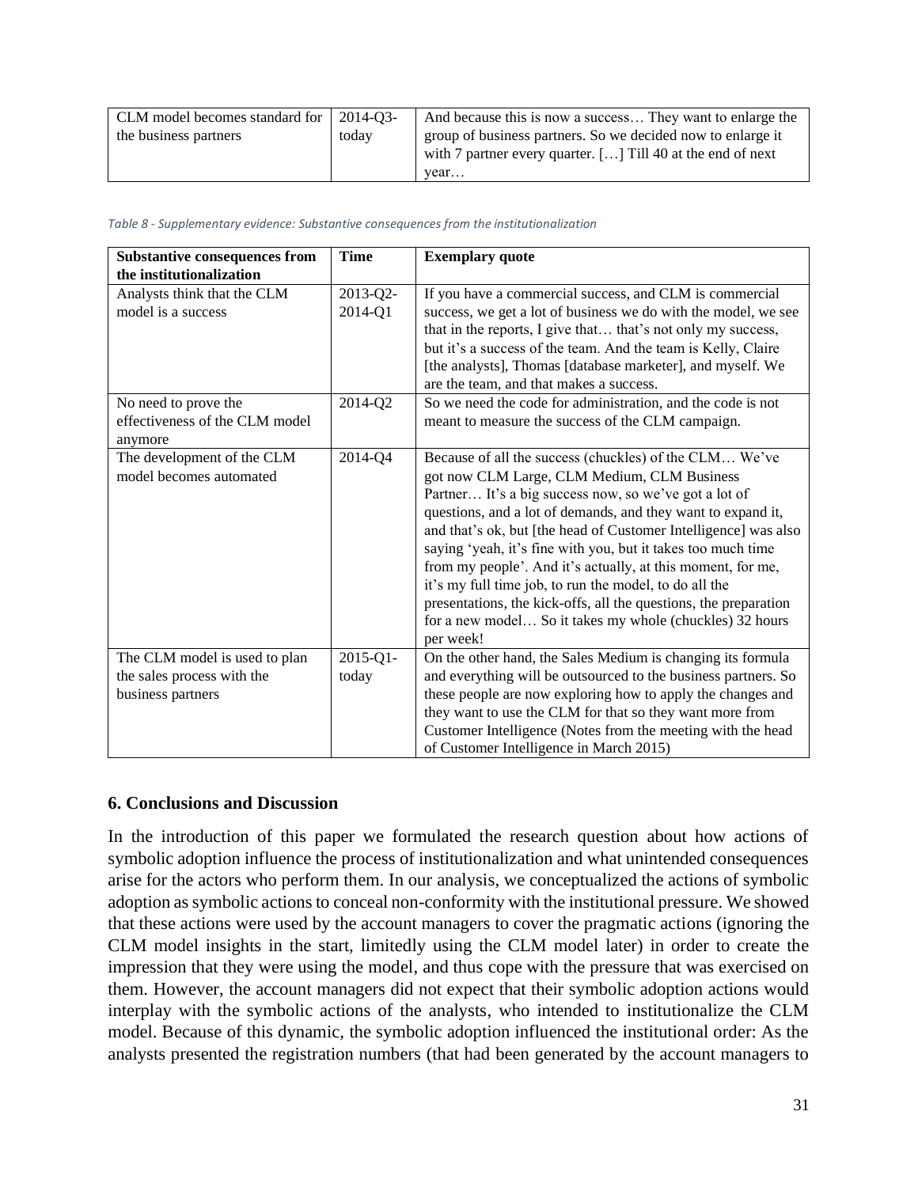| CLM model becomes standard for the business partners | 2014-Q3-today | And because this is now a success… They want to enlarge the group of business partners. So we decided now to enlarge it with 7 partner every quarter. […] Till 40 at the end of next year… |
|---|---|---|

*Table 8 - Supplementary evidence: Substantive consequences from the institutionalization*

| Substantive consequences from the institutionalization | Time | Exemplary quote |
|---|---|---|
| Analysts think that the CLM model is a success | 2013-Q2-2014-Q1 | If you have a commercial success, and CLM is commercial success, we get a lot of business we do with the model, we see that in the reports, I give that… that's not only my success, but it's a success of the team. And the team is Kelly, Claire [the analysts], Thomas [database marketer], and myself. We are the team, and that makes a success. |
| No need to prove the effectiveness of the CLM model anymore | 2014-Q2 | So we need the code for administration, and the code is not meant to measure the success of the CLM campaign. |
| The development of the CLM model becomes automated | 2014-Q4 | Because of all the success (chuckles) of the CLM… We've got now CLM Large, CLM Medium, CLM Business Partner… It's a big success now, so we've got a lot of questions, and a lot of demands, and they want to expand it, and that's ok, but [the head of Customer Intelligence] was also saying 'yeah, it's fine with you, but it takes too much time from my people'. And it's actually, at this moment, for me, it's my full time job, to run the model, to do all the presentations, the kick-offs, all the questions, the preparation for a new model… So it takes my whole (chuckles) 32 hours per week! |
| The CLM model is used to plan the sales process with the business partners | 2015-Q1-today | On the other hand, the Sales Medium is changing its formula and everything will be outsourced to the business partners. So these people are now exploring how to apply the changes and they want to use the CLM for that so they want more from Customer Intelligence (Notes from the meeting with the head of Customer Intelligence in March 2015) |

## 6. Conclusions and Discussion

In the introduction of this paper we formulated the research question about how actions of symbolic adoption influence the process of institutionalization and what unintended consequences arise for the actors who perform them. In our analysis, we conceptualized the actions of symbolic adoption as symbolic actions to conceal non-conformity with the institutional pressure. We showed that these actions were used by the account managers to cover the pragmatic actions (ignoring the CLM model insights in the start, limitedly using the CLM model later) in order to create the impression that they were using the model, and thus cope with the pressure that was exercised on them. However, the account managers did not expect that their symbolic adoption actions would interplay with the symbolic actions of the analysts, who intended to institutionalize the CLM model. Because of this dynamic, the symbolic adoption influenced the institutional order: As the analysts presented the registration numbers (that had been generated by the account managers to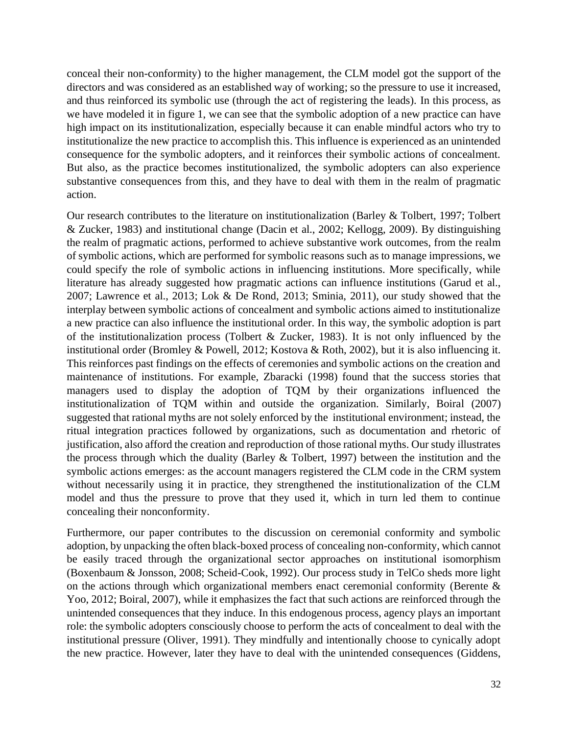conceal their non-conformity) to the higher management, the CLM model got the support of the directors and was considered as an established way of working; so the pressure to use it increased, and thus reinforced its symbolic use (through the act of registering the leads). In this process, as we have modeled it in figure 1, we can see that the symbolic adoption of a new practice can have high impact on its institutionalization, especially because it can enable mindful actors who try to institutionalize the new practice to accomplish this. This influence is experienced as an unintended consequence for the symbolic adopters, and it reinforces their symbolic actions of concealment. But also, as the practice becomes institutionalized, the symbolic adopters can also experience substantive consequences from this, and they have to deal with them in the realm of pragmatic action.

Our research contributes to the literature on institutionalization (Barley & Tolbert, 1997; Tolbert & Zucker, 1983) and institutional change (Dacin et al., 2002; Kellogg, 2009). By distinguishing the realm of pragmatic actions, performed to achieve substantive work outcomes, from the realm of symbolic actions, which are performed for symbolic reasons such as to manage impressions, we could specify the role of symbolic actions in influencing institutions. More specifically, while literature has already suggested how pragmatic actions can influence institutions (Garud et al., 2007; Lawrence et al., 2013; Lok & De Rond, 2013; Sminia, 2011), our study showed that the interplay between symbolic actions of concealment and symbolic actions aimed to institutionalize a new practice can also influence the institutional order. In this way, the symbolic adoption is part of the institutionalization process (Tolbert & Zucker, 1983). It is not only influenced by the institutional order (Bromley & Powell, 2012; Kostova & Roth, 2002), but it is also influencing it. This reinforces past findings on the effects of ceremonies and symbolic actions on the creation and maintenance of institutions. For example, Zbaracki (1998) found that the success stories that managers used to display the adoption of TQM by their organizations influenced the institutionalization of TQM within and outside the organization. Similarly, Boiral (2007) suggested that rational myths are not solely enforced by the institutional environment; instead, the ritual integration practices followed by organizations, such as documentation and rhetoric of justification, also afford the creation and reproduction of those rational myths. Our study illustrates the process through which the duality (Barley & Tolbert, 1997) between the institution and the symbolic actions emerges: as the account managers registered the CLM code in the CRM system without necessarily using it in practice, they strengthened the institutionalization of the CLM model and thus the pressure to prove that they used it, which in turn led them to continue concealing their nonconformity.

Furthermore, our paper contributes to the discussion on ceremonial conformity and symbolic adoption, by unpacking the often black-boxed process of concealing non-conformity, which cannot be easily traced through the organizational sector approaches on institutional isomorphism (Boxenbaum & Jonsson, 2008; Scheid-Cook, 1992). Our process study in TelCo sheds more light on the actions through which organizational members enact ceremonial conformity (Berente & Yoo, 2012; Boiral, 2007), while it emphasizes the fact that such actions are reinforced through the unintended consequences that they induce. In this endogenous process, agency plays an important role: the symbolic adopters consciously choose to perform the acts of concealment to deal with the institutional pressure (Oliver, 1991). They mindfully and intentionally choose to cynically adopt the new practice. However, later they have to deal with the unintended consequences (Giddens,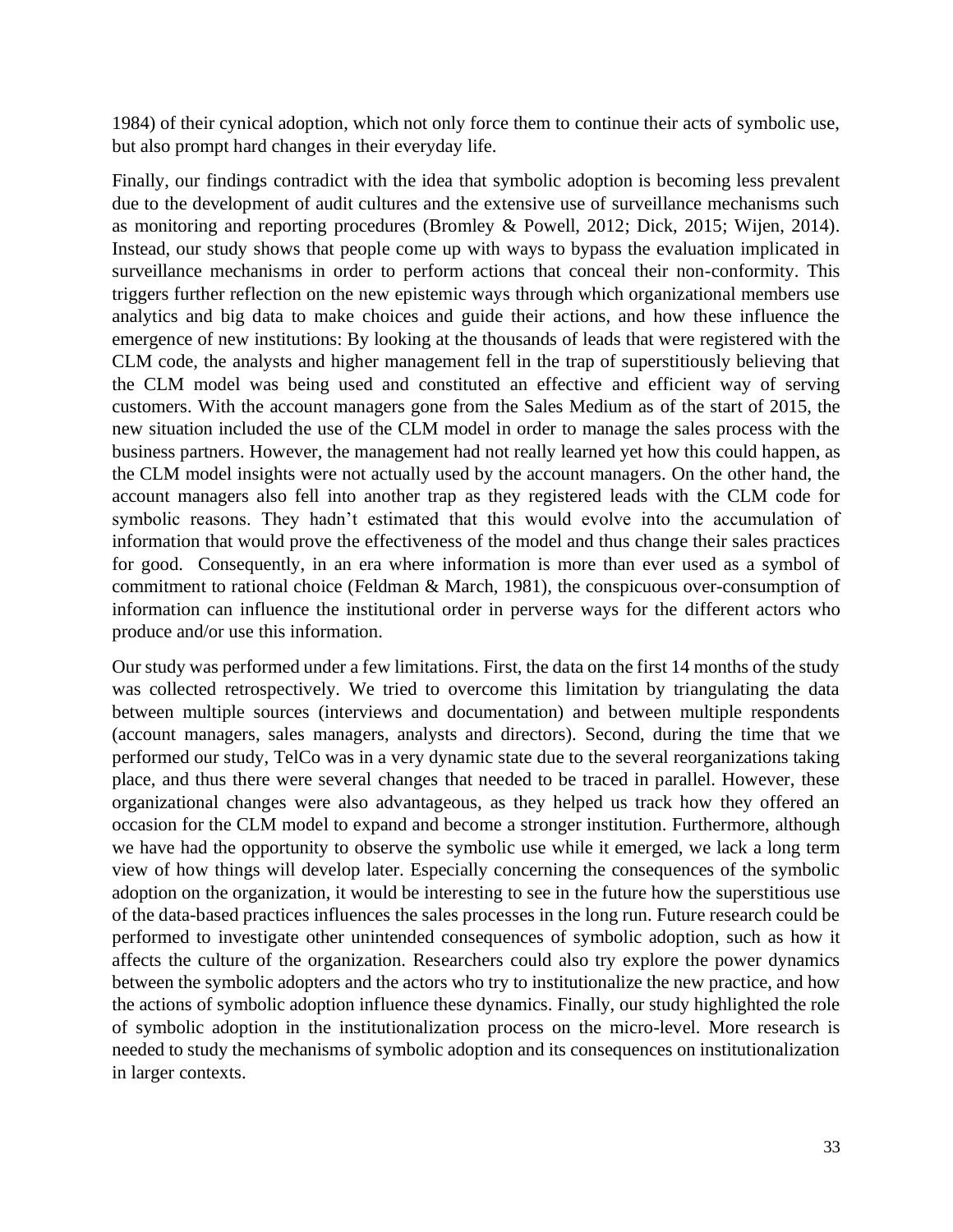1984) of their cynical adoption, which not only force them to continue their acts of symbolic use, but also prompt hard changes in their everyday life.

Finally, our findings contradict with the idea that symbolic adoption is becoming less prevalent due to the development of audit cultures and the extensive use of surveillance mechanisms such as monitoring and reporting procedures (Bromley & Powell, 2012; Dick, 2015; Wijen, 2014). Instead, our study shows that people come up with ways to bypass the evaluation implicated in surveillance mechanisms in order to perform actions that conceal their non-conformity. This triggers further reflection on the new epistemic ways through which organizational members use analytics and big data to make choices and guide their actions, and how these influence the emergence of new institutions: By looking at the thousands of leads that were registered with the CLM code, the analysts and higher management fell in the trap of superstitiously believing that the CLM model was being used and constituted an effective and efficient way of serving customers. With the account managers gone from the Sales Medium as of the start of 2015, the new situation included the use of the CLM model in order to manage the sales process with the business partners. However, the management had not really learned yet how this could happen, as the CLM model insights were not actually used by the account managers. On the other hand, the account managers also fell into another trap as they registered leads with the CLM code for symbolic reasons. They hadn't estimated that this would evolve into the accumulation of information that would prove the effectiveness of the model and thus change their sales practices for good. Consequently, in an era where information is more than ever used as a symbol of commitment to rational choice (Feldman & March, 1981), the conspicuous over-consumption of information can influence the institutional order in perverse ways for the different actors who produce and/or use this information.

Our study was performed under a few limitations. First, the data on the first 14 months of the study was collected retrospectively. We tried to overcome this limitation by triangulating the data between multiple sources (interviews and documentation) and between multiple respondents (account managers, sales managers, analysts and directors). Second, during the time that we performed our study, TelCo was in a very dynamic state due to the several reorganizations taking place, and thus there were several changes that needed to be traced in parallel. However, these organizational changes were also advantageous, as they helped us track how they offered an occasion for the CLM model to expand and become a stronger institution. Furthermore, although we have had the opportunity to observe the symbolic use while it emerged, we lack a long term view of how things will develop later. Especially concerning the consequences of the symbolic adoption on the organization, it would be interesting to see in the future how the superstitious use of the data-based practices influences the sales processes in the long run. Future research could be performed to investigate other unintended consequences of symbolic adoption, such as how it affects the culture of the organization. Researchers could also try explore the power dynamics between the symbolic adopters and the actors who try to institutionalize the new practice, and how the actions of symbolic adoption influence these dynamics. Finally, our study highlighted the role of symbolic adoption in the institutionalization process on the micro-level. More research is needed to study the mechanisms of symbolic adoption and its consequences on institutionalization in larger contexts.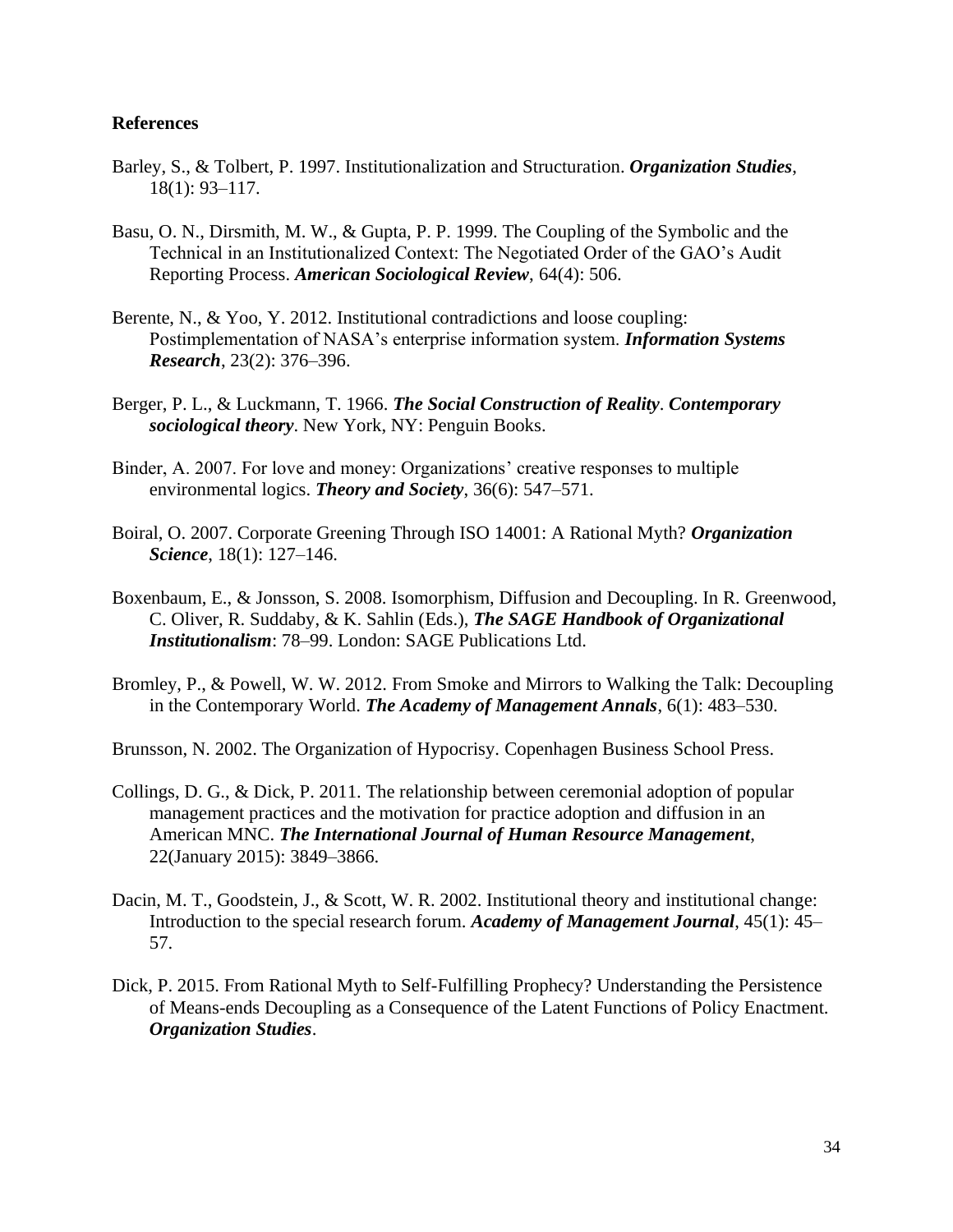**References**

Barley, S., & Tolbert, P. 1997. Institutionalization and Structuration. ***Organization Studies***, 18(1): 93–117.

Basu, O. N., Dirsmith, M. W., & Gupta, P. P. 1999. The Coupling of the Symbolic and the Technical in an Institutionalized Context: The Negotiated Order of the GAO's Audit Reporting Process. ***American Sociological Review***, 64(4): 506.

Berente, N., & Yoo, Y. 2012. Institutional contradictions and loose coupling: Postimplementation of NASA's enterprise information system. ***Information Systems Research***, 23(2): 376–396.

Berger, P. L., & Luckmann, T. 1966. ***The Social Construction of Reality***. ***Contemporary sociological theory***. New York, NY: Penguin Books.

Binder, A. 2007. For love and money: Organizations' creative responses to multiple environmental logics. ***Theory and Society***, 36(6): 547–571.

Boiral, O. 2007. Corporate Greening Through ISO 14001: A Rational Myth? ***Organization Science***, 18(1): 127–146.

Boxenbaum, E., & Jonsson, S. 2008. Isomorphism, Diffusion and Decoupling. In R. Greenwood, C. Oliver, R. Suddaby, & K. Sahlin (Eds.), ***The SAGE Handbook of Organizational Institutionalism***: 78–99. London: SAGE Publications Ltd.

Bromley, P., & Powell, W. W. 2012. From Smoke and Mirrors to Walking the Talk: Decoupling in the Contemporary World. ***The Academy of Management Annals***, 6(1): 483–530.

Brunsson, N. 2002. The Organization of Hypocrisy. Copenhagen Business School Press.

Collings, D. G., & Dick, P. 2011. The relationship between ceremonial adoption of popular management practices and the motivation for practice adoption and diffusion in an American MNC. ***The International Journal of Human Resource Management***, 22(January 2015): 3849–3866.

Dacin, M. T., Goodstein, J., & Scott, W. R. 2002. Institutional theory and institutional change: Introduction to the special research forum. ***Academy of Management Journal***, 45(1): 45–57.

Dick, P. 2015. From Rational Myth to Self-Fulfilling Prophecy? Understanding the Persistence of Means-ends Decoupling as a Consequence of the Latent Functions of Policy Enactment. ***Organization Studies***.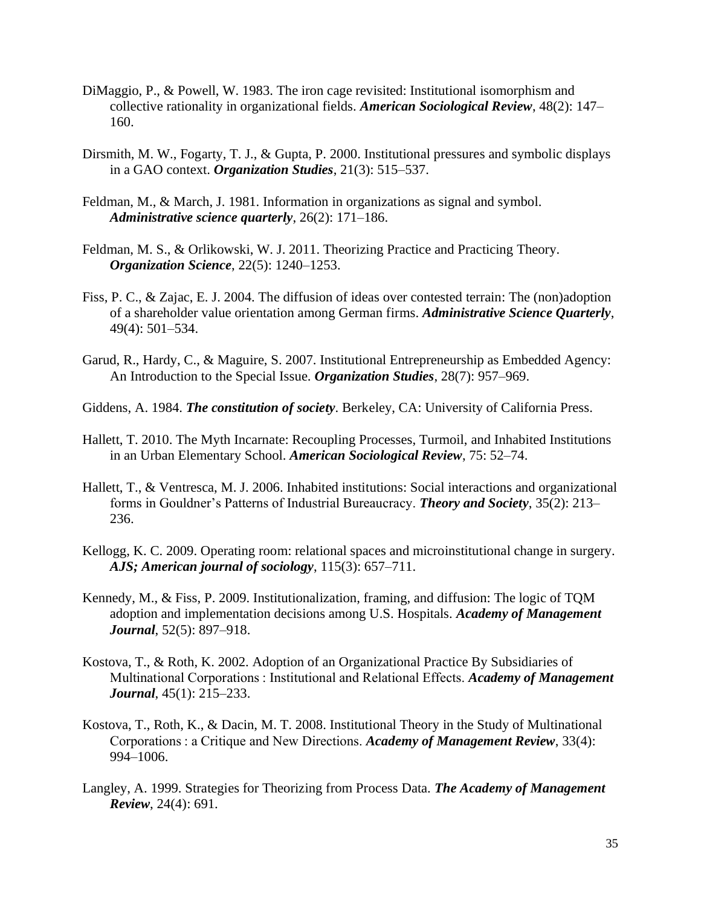DiMaggio, P., & Powell, W. 1983. The iron cage revisited: Institutional isomorphism and collective rationality in organizational fields. ***American Sociological Review***, 48(2): 147–160.

Dirsmith, M. W., Fogarty, T. J., & Gupta, P. 2000. Institutional pressures and symbolic displays in a GAO context. ***Organization Studies***, 21(3): 515–537.

Feldman, M., & March, J. 1981. Information in organizations as signal and symbol. ***Administrative science quarterly***, 26(2): 171–186.

Feldman, M. S., & Orlikowski, W. J. 2011. Theorizing Practice and Practicing Theory. ***Organization Science***, 22(5): 1240–1253.

Fiss, P. C., & Zajac, E. J. 2004. The diffusion of ideas over contested terrain: The (non)adoption of a shareholder value orientation among German firms. ***Administrative Science Quarterly***, 49(4): 501–534.

Garud, R., Hardy, C., & Maguire, S. 2007. Institutional Entrepreneurship as Embedded Agency: An Introduction to the Special Issue. ***Organization Studies***, 28(7): 957–969.

Giddens, A. 1984. ***The constitution of society***. Berkeley, CA: University of California Press.

Hallett, T. 2010. The Myth Incarnate: Recoupling Processes, Turmoil, and Inhabited Institutions in an Urban Elementary School. ***American Sociological Review***, 75: 52–74.

Hallett, T., & Ventresca, M. J. 2006. Inhabited institutions: Social interactions and organizational forms in Gouldner's Patterns of Industrial Bureaucracy. ***Theory and Society***, 35(2): 213–236.

Kellogg, K. C. 2009. Operating room: relational spaces and microinstitutional change in surgery. ***AJS; American journal of sociology***, 115(3): 657–711.

Kennedy, M., & Fiss, P. 2009. Institutionalization, framing, and diffusion: The logic of TQM adoption and implementation decisions among U.S. Hospitals. ***Academy of Management Journal***, 52(5): 897–918.

Kostova, T., & Roth, K. 2002. Adoption of an Organizational Practice By Subsidiaries of Multinational Corporations : Institutional and Relational Effects. ***Academy of Management Journal***, 45(1): 215–233.

Kostova, T., Roth, K., & Dacin, M. T. 2008. Institutional Theory in the Study of Multinational Corporations : a Critique and New Directions. ***Academy of Management Review***, 33(4): 994–1006.

Langley, A. 1999. Strategies for Theorizing from Process Data. ***The Academy of Management Review***, 24(4): 691.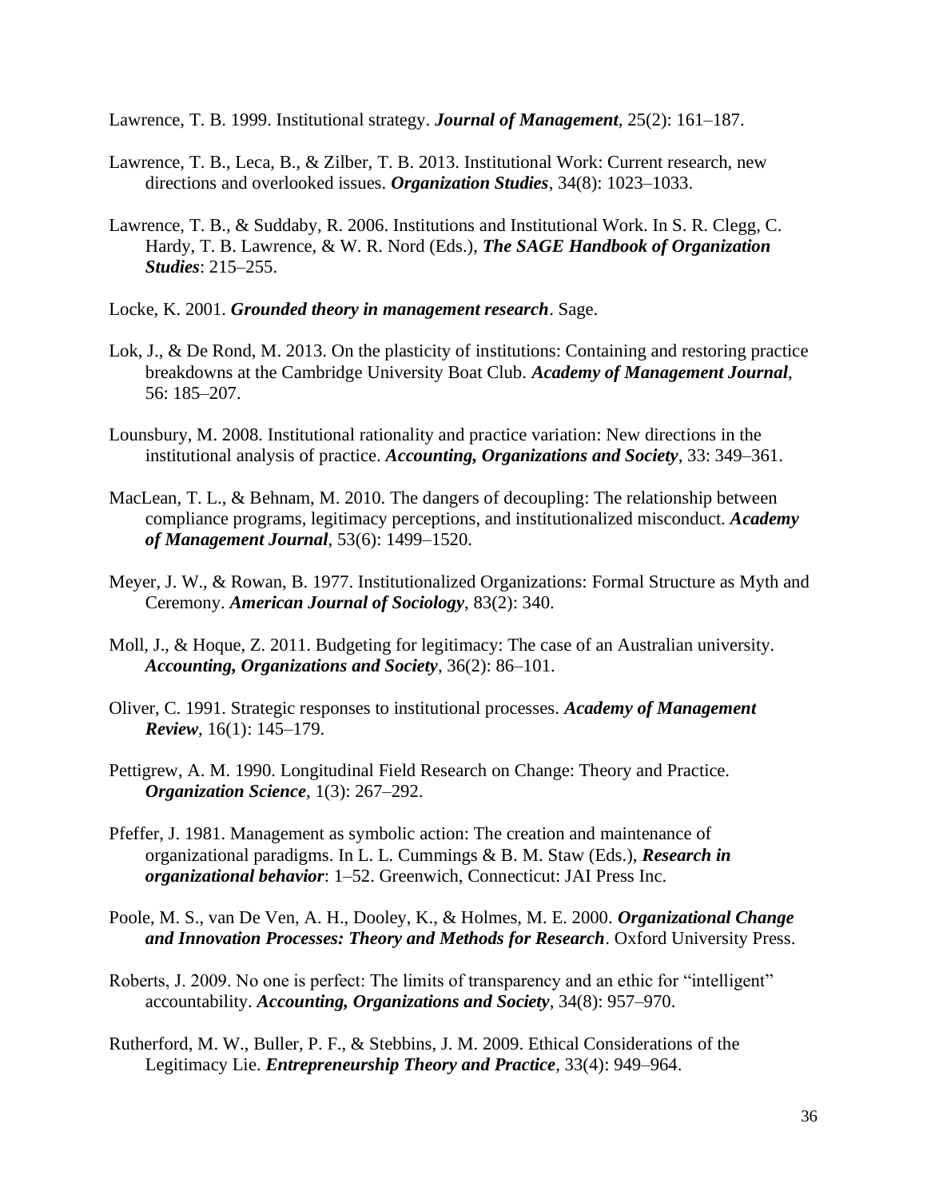Lawrence, T. B. 1999. Institutional strategy. ***Journal of Management***, 25(2): 161–187.

Lawrence, T. B., Leca, B., & Zilber, T. B. 2013. Institutional Work: Current research, new directions and overlooked issues. ***Organization Studies***, 34(8): 1023–1033.

Lawrence, T. B., & Suddaby, R. 2006. Institutions and Institutional Work. In S. R. Clegg, C. Hardy, T. B. Lawrence, & W. R. Nord (Eds.), ***The SAGE Handbook of Organization Studies***: 215–255.

Locke, K. 2001. ***Grounded theory in management research***. Sage.

Lok, J., & De Rond, M. 2013. On the plasticity of institutions: Containing and restoring practice breakdowns at the Cambridge University Boat Club. ***Academy of Management Journal***, 56: 185–207.

Lounsbury, M. 2008. Institutional rationality and practice variation: New directions in the institutional analysis of practice. ***Accounting, Organizations and Society***, 33: 349–361.

MacLean, T. L., & Behnam, M. 2010. The dangers of decoupling: The relationship between compliance programs, legitimacy perceptions, and institutionalized misconduct. ***Academy of Management Journal***, 53(6): 1499–1520.

Meyer, J. W., & Rowan, B. 1977. Institutionalized Organizations: Formal Structure as Myth and Ceremony. ***American Journal of Sociology***, 83(2): 340.

Moll, J., & Hoque, Z. 2011. Budgeting for legitimacy: The case of an Australian university. ***Accounting, Organizations and Society***, 36(2): 86–101.

Oliver, C. 1991. Strategic responses to institutional processes. ***Academy of Management Review***, 16(1): 145–179.

Pettigrew, A. M. 1990. Longitudinal Field Research on Change: Theory and Practice. ***Organization Science***, 1(3): 267–292.

Pfeffer, J. 1981. Management as symbolic action: The creation and maintenance of organizational paradigms. In L. L. Cummings & B. M. Staw (Eds.), ***Research in organizational behavior***: 1–52. Greenwich, Connecticut: JAI Press Inc.

Poole, M. S., van De Ven, A. H., Dooley, K., & Holmes, M. E. 2000. ***Organizational Change and Innovation Processes: Theory and Methods for Research***. Oxford University Press.

Roberts, J. 2009. No one is perfect: The limits of transparency and an ethic for "intelligent" accountability. ***Accounting, Organizations and Society***, 34(8): 957–970.

Rutherford, M. W., Buller, P. F., & Stebbins, J. M. 2009. Ethical Considerations of the Legitimacy Lie. ***Entrepreneurship Theory and Practice***, 33(4): 949–964.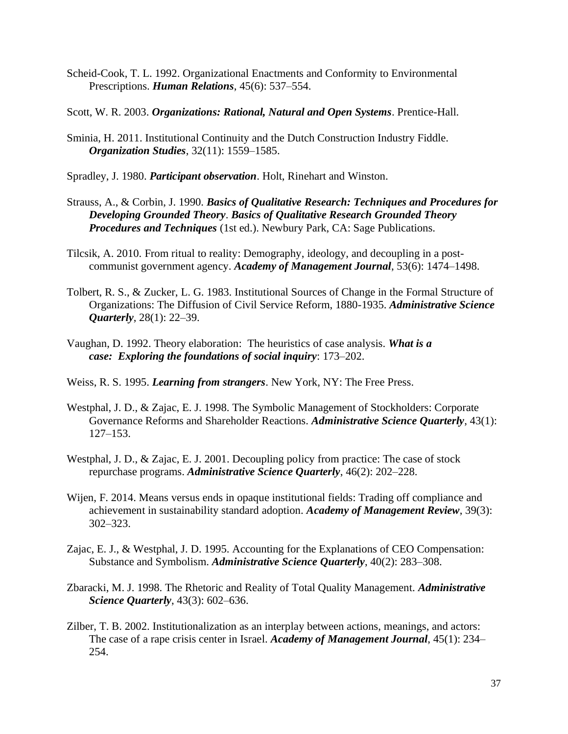Scheid-Cook, T. L. 1992. Organizational Enactments and Conformity to Environmental Prescriptions. ***Human Relations***, 45(6): 537–554.

Scott, W. R. 2003. ***Organizations: Rational, Natural and Open Systems***. Prentice-Hall.

Sminia, H. 2011. Institutional Continuity and the Dutch Construction Industry Fiddle. ***Organization Studies***, 32(11): 1559–1585.

Spradley, J. 1980. ***Participant observation***. Holt, Rinehart and Winston.

Strauss, A., & Corbin, J. 1990. ***Basics of Qualitative Research: Techniques and Procedures for Developing Grounded Theory***. ***Basics of Qualitative Research Grounded Theory Procedures and Techniques*** (1st ed.). Newbury Park, CA: Sage Publications.

Tilcsik, A. 2010. From ritual to reality: Demography, ideology, and decoupling in a post-communist government agency. ***Academy of Management Journal***, 53(6): 1474–1498.

Tolbert, R. S., & Zucker, L. G. 1983. Institutional Sources of Change in the Formal Structure of Organizations: The Diffusion of Civil Service Reform, 1880-1935. ***Administrative Science Quarterly***, 28(1): 22–39.

Vaughan, D. 1992. Theory elaboration: The heuristics of case analysis. ***What is a case: Exploring the foundations of social inquiry***: 173–202.

Weiss, R. S. 1995. ***Learning from strangers***. New York, NY: The Free Press.

Westphal, J. D., & Zajac, E. J. 1998. The Symbolic Management of Stockholders: Corporate Governance Reforms and Shareholder Reactions. ***Administrative Science Quarterly***, 43(1): 127–153.

Westphal, J. D., & Zajac, E. J. 2001. Decoupling policy from practice: The case of stock repurchase programs. ***Administrative Science Quarterly***, 46(2): 202–228.

Wijen, F. 2014. Means versus ends in opaque institutional fields: Trading off compliance and achievement in sustainability standard adoption. ***Academy of Management Review***, 39(3): 302–323.

Zajac, E. J., & Westphal, J. D. 1995. Accounting for the Explanations of CEO Compensation: Substance and Symbolism. ***Administrative Science Quarterly***, 40(2): 283–308.

Zbaracki, M. J. 1998. The Rhetoric and Reality of Total Quality Management. ***Administrative Science Quarterly***, 43(3): 602–636.

Zilber, T. B. 2002. Institutionalization as an interplay between actions, meanings, and actors: The case of a rape crisis center in Israel. ***Academy of Management Journal***, 45(1): 234–254.